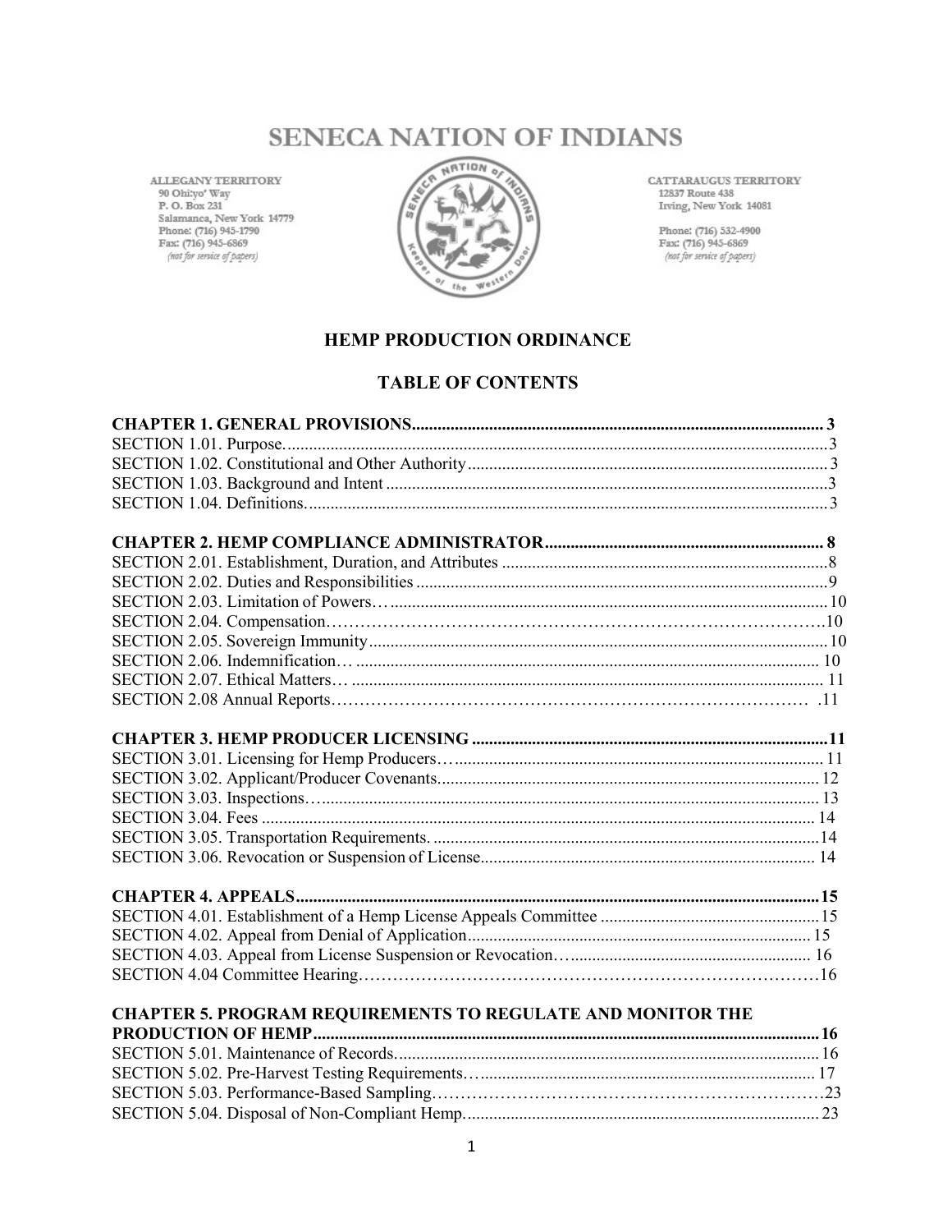# SENECA NATION OF INDIANS

ALLEGANY TERRITORY
90 Ohi:yo' Way
P. O. Box 231
Salamanca, New York 14779
Phone: (716) 945-1790
Fax: (716) 945-6869
*(not for service of papers)*

CATTARAUGUS TERRITORY
12837 Route 438
Irving, New York 14081

Phone: (716) 532-4900
Fax: (716) 945-6869
*(not for service of papers)*

## HEMP PRODUCTION ORDINANCE

## TABLE OF CONTENTS

**CHAPTER 1. GENERAL PROVISIONS................................................................................................ 3**
SECTION 1.01. Purpose..............................................................................................................3
SECTION 1.02. Constitutional and Other Authority.................................................................... 3
SECTION 1.03. Background and Intent ......................................................................................3
SECTION 1.04. Definitions.........................................................................................................3

**CHAPTER 2. HEMP COMPLIANCE ADMINISTRATOR................................................................ 8**
SECTION 2.01. Establishment, Duration, and Attributes ............................................................8
SECTION 2.02. Duties and Responsibilities ................................................................................9
SECTION 2.03. Limitation of Powers…......................................................................................10
SECTION 2.04. Compensation……………………………………………………………………..10
SECTION 2.05. Sovereign Immunity..........................................................................................10
SECTION 2.06. Indemnification… ........................................................................................... 10
SECTION 2.07. Ethical Matters… ............................................................................................ 11
SECTION 2.08 Annual Reports………………………………………………………………… .11

**CHAPTER 3. HEMP PRODUCER LICENSING ..................................................................................11**
SECTION 3.01. Licensing for Hemp Producers…..................................................................... 11
SECTION 3.02. Applicant/Producer Covenants........................................................................ 12
SECTION 3.03. Inspections…................................................................................................... 13
SECTION 3.04. Fees ................................................................................................................ 14
SECTION 3.05. Transportation Requirements. .........................................................................14
SECTION 3.06. Revocation or Suspension of License............................................................. 14

**CHAPTER 4. APPEALS.........................................................................................................................15**
SECTION 4.01. Establishment of a Hemp License Appeals Committee ...................................15
SECTION 4.02. Appeal from Denial of Application................................................................ 15
SECTION 4.03. Appeal from License Suspension or Revocation…........................................ 16
SECTION 4.04 Committee Hearing………………………………………………………………16

**CHAPTER 5. PROGRAM REQUIREMENTS TO REGULATE AND MONITOR THE PRODUCTION OF HEMP.....................................................................................................................16**
SECTION 5.01. Maintenance of Records.................................................................................. 16
SECTION 5.02. Pre-Harvest Testing Requirements…............................................................... 17
SECTION 5.03. Performance-Based Sampling……………………….……………………………23
SECTION 5.04. Disposal of Non-Compliant Hemp.................................................................. 23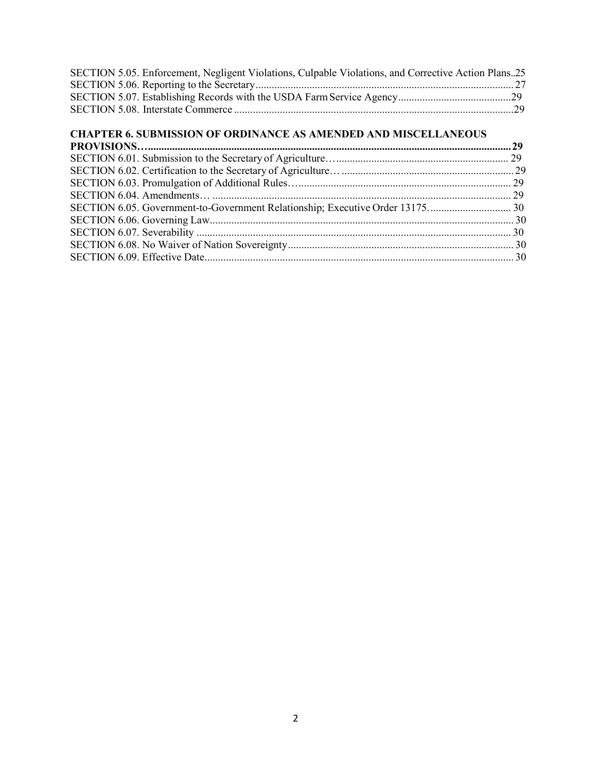SECTION 5.05. Enforcement, Negligent Violations, Culpable Violations, and Corrective Action Plans..25
SECTION 5.06. Reporting to the Secretary.......................................................................................27
SECTION 5.07. Establishing Records with the USDA Farm Service Agency..........................................29
SECTION 5.08. Interstate Commerce.....................................................................................................29

**CHAPTER 6. SUBMISSION OF ORDINANCE AS AMENDED AND MISCELLANEOUS PROVISIONS…......................................................................................................................29**
SECTION 6.01. Submission to the Secretary of Agriculture…................................................................ 29
SECTION 6.02. Certification to the Secretary of Agriculture… ................................................................29
SECTION 6.03. Promulgation of Additional Rules…................................................................................ 29
SECTION 6.04. Amendments… ................................................................................................................ 29
SECTION 6.05. Government-to-Government Relationship; Executive Order 13175. .............................. 30
SECTION 6.06. Governing Law.................................................................................................................. 30
SECTION 6.07. Severability ...................................................................................................................... 30
SECTION 6.08. No Waiver of Nation Sovereignty...................................................................................... 30
SECTION 6.09. Effective Date.................................................................................................................... 30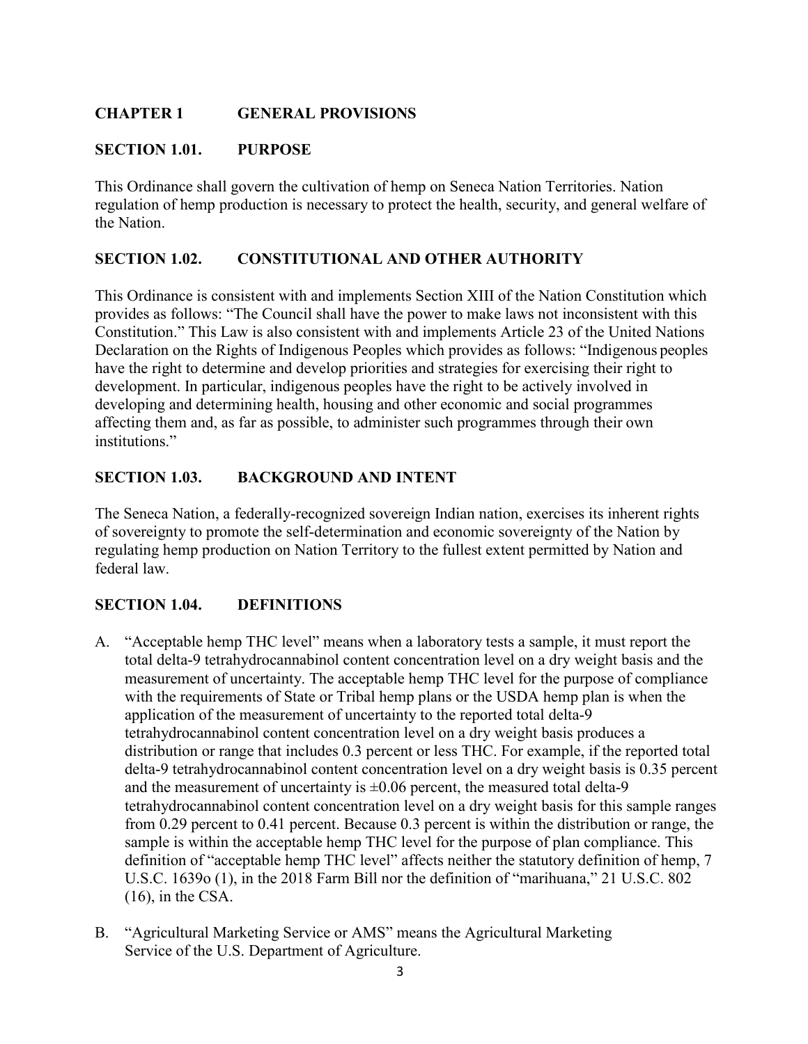## CHAPTER 1 GENERAL PROVISIONS

### SECTION 1.01. PURPOSE

This Ordinance shall govern the cultivation of hemp on Seneca Nation Territories. Nation regulation of hemp production is necessary to protect the health, security, and general welfare of the Nation.

### SECTION 1.02. CONSTITUTIONAL AND OTHER AUTHORITY

This Ordinance is consistent with and implements Section XIII of the Nation Constitution which provides as follows: "The Council shall have the power to make laws not inconsistent with this Constitution." This Law is also consistent with and implements Article 23 of the United Nations Declaration on the Rights of Indigenous Peoples which provides as follows: "Indigenous peoples have the right to determine and develop priorities and strategies for exercising their right to development. In particular, indigenous peoples have the right to be actively involved in developing and determining health, housing and other economic and social programmes affecting them and, as far as possible, to administer such programmes through their own institutions."

### SECTION 1.03. BACKGROUND AND INTENT

The Seneca Nation, a federally-recognized sovereign Indian nation, exercises its inherent rights of sovereignty to promote the self-determination and economic sovereignty of the Nation by regulating hemp production on Nation Territory to the fullest extent permitted by Nation and federal law.

### SECTION 1.04. DEFINITIONS

A. "Acceptable hemp THC level" means when a laboratory tests a sample, it must report the total delta-9 tetrahydrocannabinol content concentration level on a dry weight basis and the measurement of uncertainty. The acceptable hemp THC level for the purpose of compliance with the requirements of State or Tribal hemp plans or the USDA hemp plan is when the application of the measurement of uncertainty to the reported total delta-9 tetrahydrocannabinol content concentration level on a dry weight basis produces a distribution or range that includes 0.3 percent or less THC. For example, if the reported total delta-9 tetrahydrocannabinol content concentration level on a dry weight basis is 0.35 percent and the measurement of uncertainty is ±0.06 percent, the measured total delta-9 tetrahydrocannabinol content concentration level on a dry weight basis for this sample ranges from 0.29 percent to 0.41 percent. Because 0.3 percent is within the distribution or range, the sample is within the acceptable hemp THC level for the purpose of plan compliance. This definition of "acceptable hemp THC level" affects neither the statutory definition of hemp, 7 U.S.C. 1639o (1), in the 2018 Farm Bill nor the definition of "marihuana," 21 U.S.C. 802 (16), in the CSA.

B. "Agricultural Marketing Service or AMS" means the Agricultural Marketing Service of the U.S. Department of Agriculture.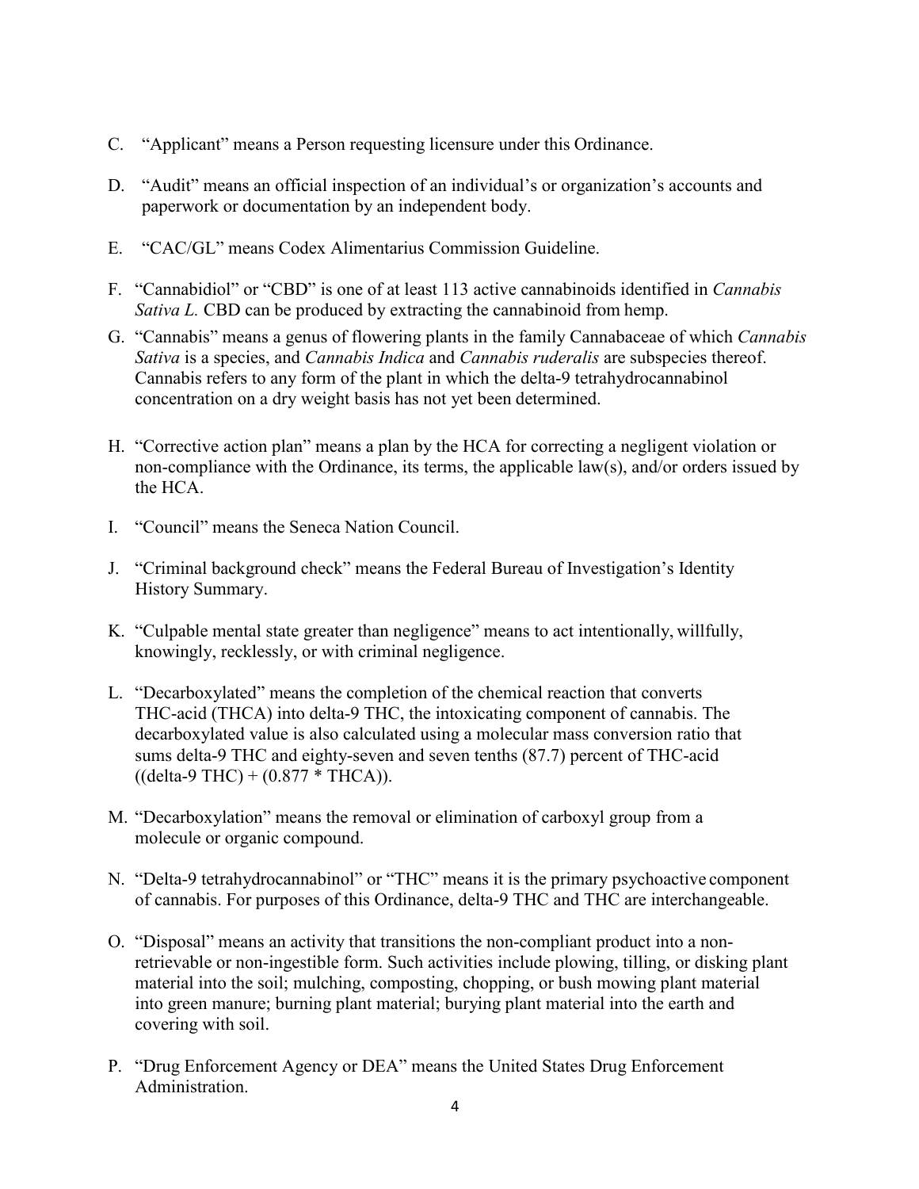C. "Applicant" means a Person requesting licensure under this Ordinance.

D. "Audit" means an official inspection of an individual's or organization's accounts and paperwork or documentation by an independent body.

E. "CAC/GL" means Codex Alimentarius Commission Guideline.

F. "Cannabidiol" or "CBD" is one of at least 113 active cannabinoids identified in *Cannabis Sativa L.* CBD can be produced by extracting the cannabinoid from hemp.

G. "Cannabis" means a genus of flowering plants in the family Cannabaceae of which *Cannabis Sativa* is a species, and *Cannabis Indica* and *Cannabis ruderalis* are subspecies thereof. Cannabis refers to any form of the plant in which the delta-9 tetrahydrocannabinol concentration on a dry weight basis has not yet been determined.

H. "Corrective action plan" means a plan by the HCA for correcting a negligent violation or non-compliance with the Ordinance, its terms, the applicable law(s), and/or orders issued by the HCA.

I. "Council" means the Seneca Nation Council.

J. "Criminal background check" means the Federal Bureau of Investigation's Identity History Summary.

K. "Culpable mental state greater than negligence" means to act intentionally, willfully, knowingly, recklessly, or with criminal negligence.

L. "Decarboxylated" means the completion of the chemical reaction that converts THC-acid (THCA) into delta-9 THC, the intoxicating component of cannabis. The decarboxylated value is also calculated using a molecular mass conversion ratio that sums delta-9 THC and eighty-seven and seven tenths (87.7) percent of THC-acid ((delta-9 THC) + (0.877 * THCA)).

M. "Decarboxylation" means the removal or elimination of carboxyl group from a molecule or organic compound.

N. "Delta-9 tetrahydrocannabinol" or "THC" means it is the primary psychoactive component of cannabis. For purposes of this Ordinance, delta-9 THC and THC are interchangeable.

O. "Disposal" means an activity that transitions the non-compliant product into a non-retrievable or non-ingestible form. Such activities include plowing, tilling, or disking plant material into the soil; mulching, composting, chopping, or bush mowing plant material into green manure; burning plant material; burying plant material into the earth and covering with soil.

P. "Drug Enforcement Agency or DEA" means the United States Drug Enforcement Administration.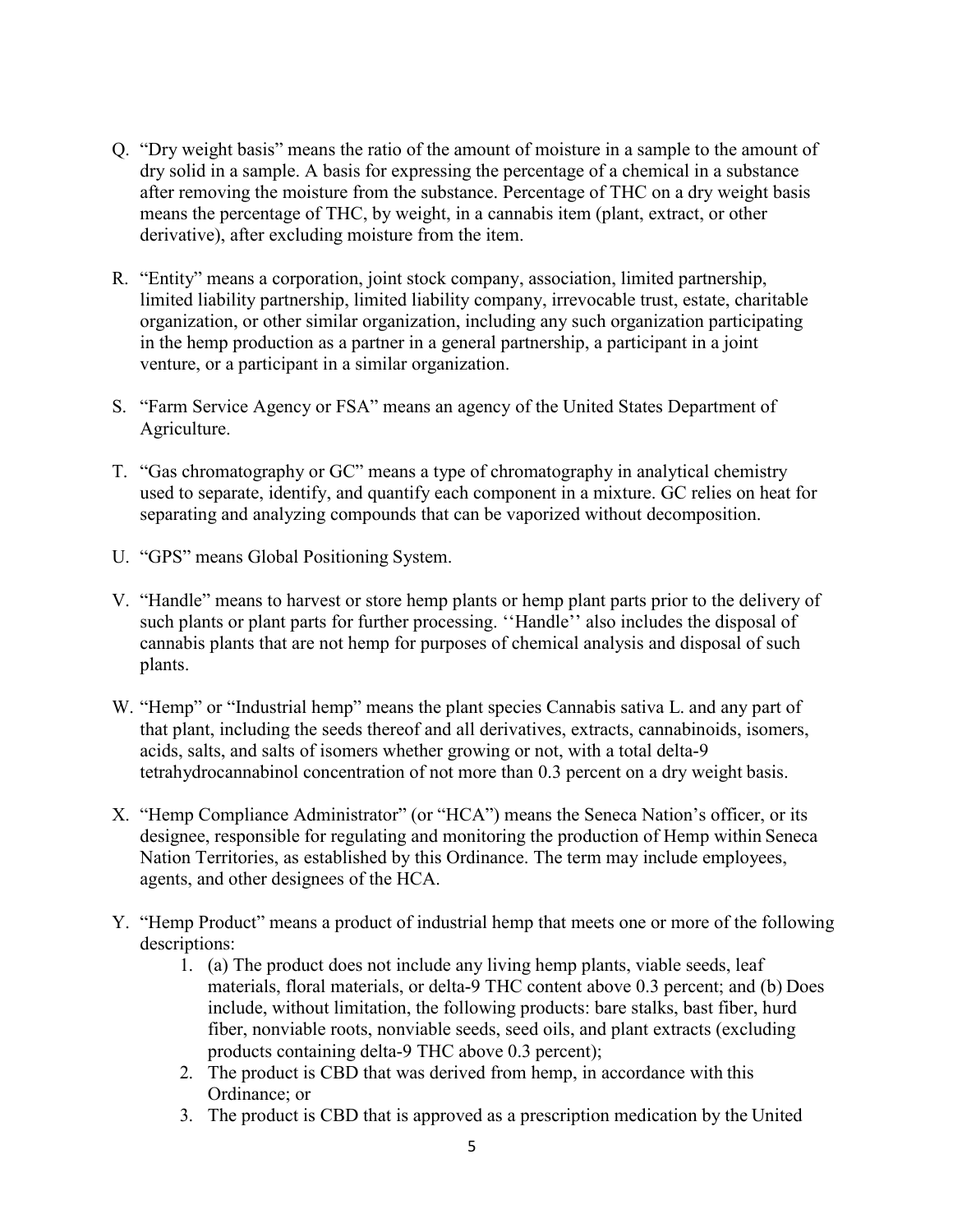Q. "Dry weight basis" means the ratio of the amount of moisture in a sample to the amount of dry solid in a sample. A basis for expressing the percentage of a chemical in a substance after removing the moisture from the substance. Percentage of THC on a dry weight basis means the percentage of THC, by weight, in a cannabis item (plant, extract, or other derivative), after excluding moisture from the item.

R. "Entity" means a corporation, joint stock company, association, limited partnership, limited liability partnership, limited liability company, irrevocable trust, estate, charitable organization, or other similar organization, including any such organization participating in the hemp production as a partner in a general partnership, a participant in a joint venture, or a participant in a similar organization.

S. "Farm Service Agency or FSA" means an agency of the United States Department of Agriculture.

T. "Gas chromatography or GC" means a type of chromatography in analytical chemistry used to separate, identify, and quantify each component in a mixture. GC relies on heat for separating and analyzing compounds that can be vaporized without decomposition.

U. "GPS" means Global Positioning System.

V. "Handle" means to harvest or store hemp plants or hemp plant parts prior to the delivery of such plants or plant parts for further processing. ''Handle'' also includes the disposal of cannabis plants that are not hemp for purposes of chemical analysis and disposal of such plants.

W. "Hemp" or "Industrial hemp" means the plant species Cannabis sativa L. and any part of that plant, including the seeds thereof and all derivatives, extracts, cannabinoids, isomers, acids, salts, and salts of isomers whether growing or not, with a total delta-9 tetrahydrocannabinol concentration of not more than 0.3 percent on a dry weight basis.

X. "Hemp Compliance Administrator" (or "HCA") means the Seneca Nation's officer, or its designee, responsible for regulating and monitoring the production of Hemp within Seneca Nation Territories, as established by this Ordinance. The term may include employees, agents, and other designees of the HCA.

Y. "Hemp Product" means a product of industrial hemp that meets one or more of the following descriptions:
   1. (a) The product does not include any living hemp plants, viable seeds, leaf materials, floral materials, or delta-9 THC content above 0.3 percent; and (b) Does include, without limitation, the following products: bare stalks, bast fiber, hurd fiber, nonviable roots, nonviable seeds, seed oils, and plant extracts (excluding products containing delta-9 THC above 0.3 percent);
   2. The product is CBD that was derived from hemp, in accordance with this Ordinance; or
   3. The product is CBD that is approved as a prescription medication by the United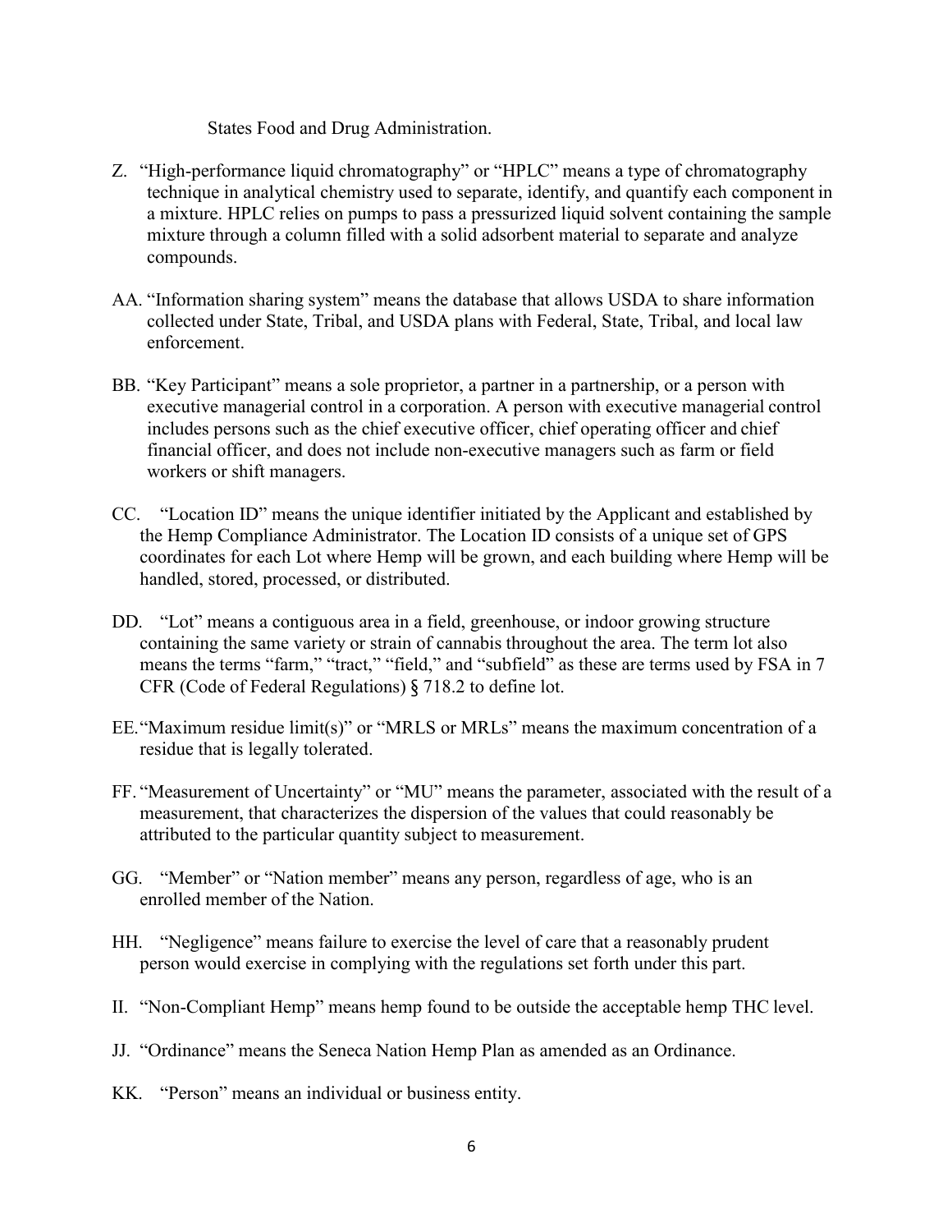States Food and Drug Administration.

Z. "High-performance liquid chromatography" or "HPLC" means a type of chromatography technique in analytical chemistry used to separate, identify, and quantify each component in a mixture. HPLC relies on pumps to pass a pressurized liquid solvent containing the sample mixture through a column filled with a solid adsorbent material to separate and analyze compounds.

AA. "Information sharing system" means the database that allows USDA to share information collected under State, Tribal, and USDA plans with Federal, State, Tribal, and local law enforcement.

BB. "Key Participant" means a sole proprietor, a partner in a partnership, or a person with executive managerial control in a corporation. A person with executive managerial control includes persons such as the chief executive officer, chief operating officer and chief financial officer, and does not include non-executive managers such as farm or field workers or shift managers.

CC. "Location ID" means the unique identifier initiated by the Applicant and established by the Hemp Compliance Administrator. The Location ID consists of a unique set of GPS coordinates for each Lot where Hemp will be grown, and each building where Hemp will be handled, stored, processed, or distributed.

DD. "Lot" means a contiguous area in a field, greenhouse, or indoor growing structure containing the same variety or strain of cannabis throughout the area. The term lot also means the terms "farm," "tract," "field," and "subfield" as these are terms used by FSA in 7 CFR (Code of Federal Regulations) § 718.2 to define lot.

EE. "Maximum residue limit(s)" or "MRLS or MRLs" means the maximum concentration of a residue that is legally tolerated.

FF. "Measurement of Uncertainty" or "MU" means the parameter, associated with the result of a measurement, that characterizes the dispersion of the values that could reasonably be attributed to the particular quantity subject to measurement.

GG. "Member" or "Nation member" means any person, regardless of age, who is an enrolled member of the Nation.

HH. "Negligence" means failure to exercise the level of care that a reasonably prudent person would exercise in complying with the regulations set forth under this part.

II. "Non-Compliant Hemp" means hemp found to be outside the acceptable hemp THC level.

JJ. "Ordinance" means the Seneca Nation Hemp Plan as amended as an Ordinance.

KK. "Person" means an individual or business entity.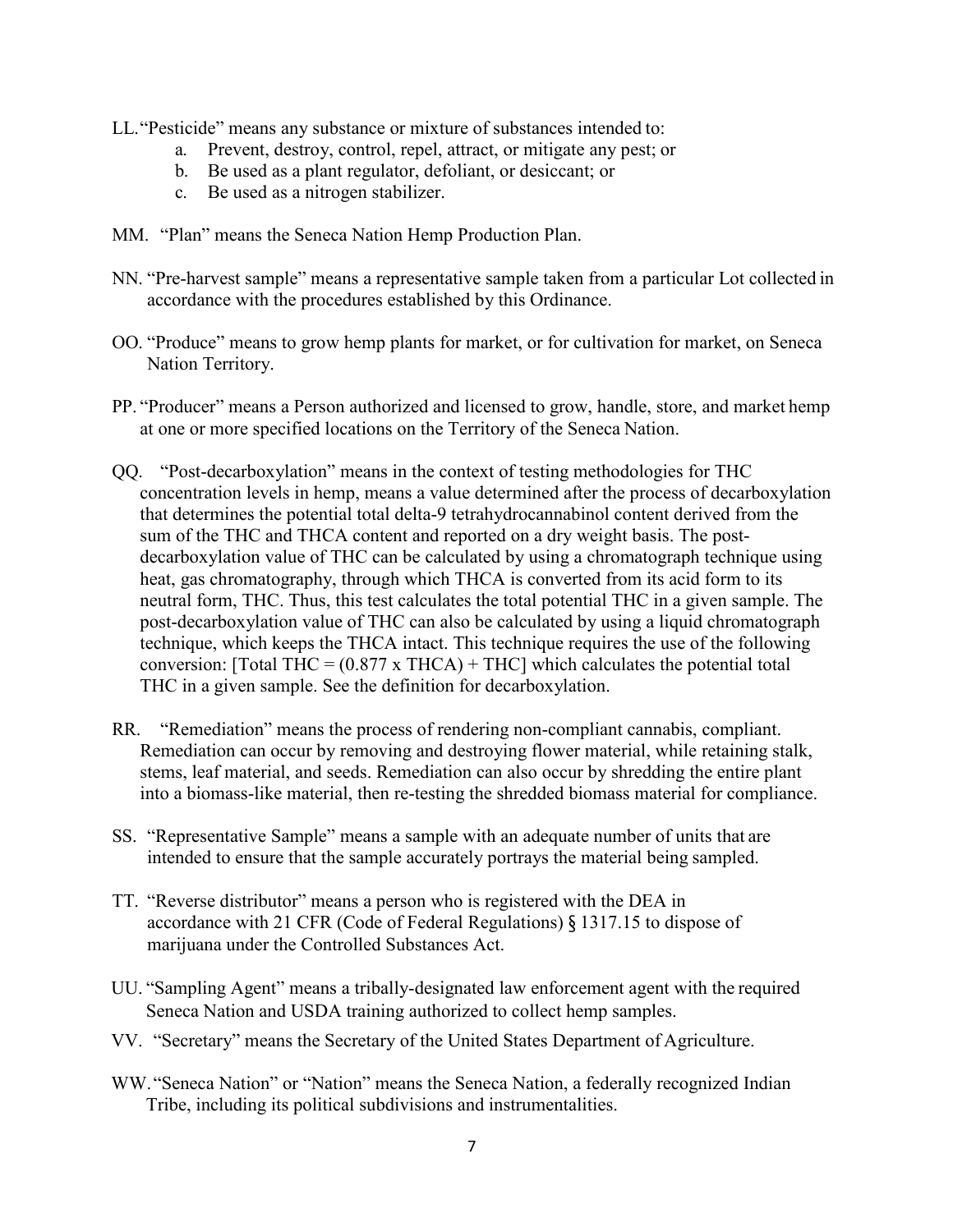LL. "Pesticide" means any substance or mixture of substances intended to:

a. Prevent, destroy, control, repel, attract, or mitigate any pest; or
b. Be used as a plant regulator, defoliant, or desiccant; or
c. Be used as a nitrogen stabilizer.

MM. "Plan" means the Seneca Nation Hemp Production Plan.

NN. "Pre-harvest sample" means a representative sample taken from a particular Lot collected in accordance with the procedures established by this Ordinance.

OO. "Produce" means to grow hemp plants for market, or for cultivation for market, on Seneca Nation Territory.

PP. "Producer" means a Person authorized and licensed to grow, handle, store, and market hemp at one or more specified locations on the Territory of the Seneca Nation.

QQ. "Post-decarboxylation" means in the context of testing methodologies for THC concentration levels in hemp, means a value determined after the process of decarboxylation that determines the potential total delta-9 tetrahydrocannabinol content derived from the sum of the THC and THCA content and reported on a dry weight basis. The post-decarboxylation value of THC can be calculated by using a chromatograph technique using heat, gas chromatography, through which THCA is converted from its acid form to its neutral form, THC. Thus, this test calculates the total potential THC in a given sample. The post-decarboxylation value of THC can also be calculated by using a liquid chromatograph technique, which keeps the THCA intact. This technique requires the use of the following conversion: [Total THC = (0.877 x THCA) + THC] which calculates the potential total THC in a given sample. See the definition for decarboxylation.

RR. "Remediation" means the process of rendering non-compliant cannabis, compliant. Remediation can occur by removing and destroying flower material, while retaining stalk, stems, leaf material, and seeds. Remediation can also occur by shredding the entire plant into a biomass-like material, then re-testing the shredded biomass material for compliance.

SS. "Representative Sample" means a sample with an adequate number of units that are intended to ensure that the sample accurately portrays the material being sampled.

TT. "Reverse distributor" means a person who is registered with the DEA in accordance with 21 CFR (Code of Federal Regulations) § 1317.15 to dispose of marijuana under the Controlled Substances Act.

UU. "Sampling Agent" means a tribally-designated law enforcement agent with the required Seneca Nation and USDA training authorized to collect hemp samples.

VV. "Secretary" means the Secretary of the United States Department of Agriculture.

WW. "Seneca Nation" or "Nation" means the Seneca Nation, a federally recognized Indian Tribe, including its political subdivisions and instrumentalities.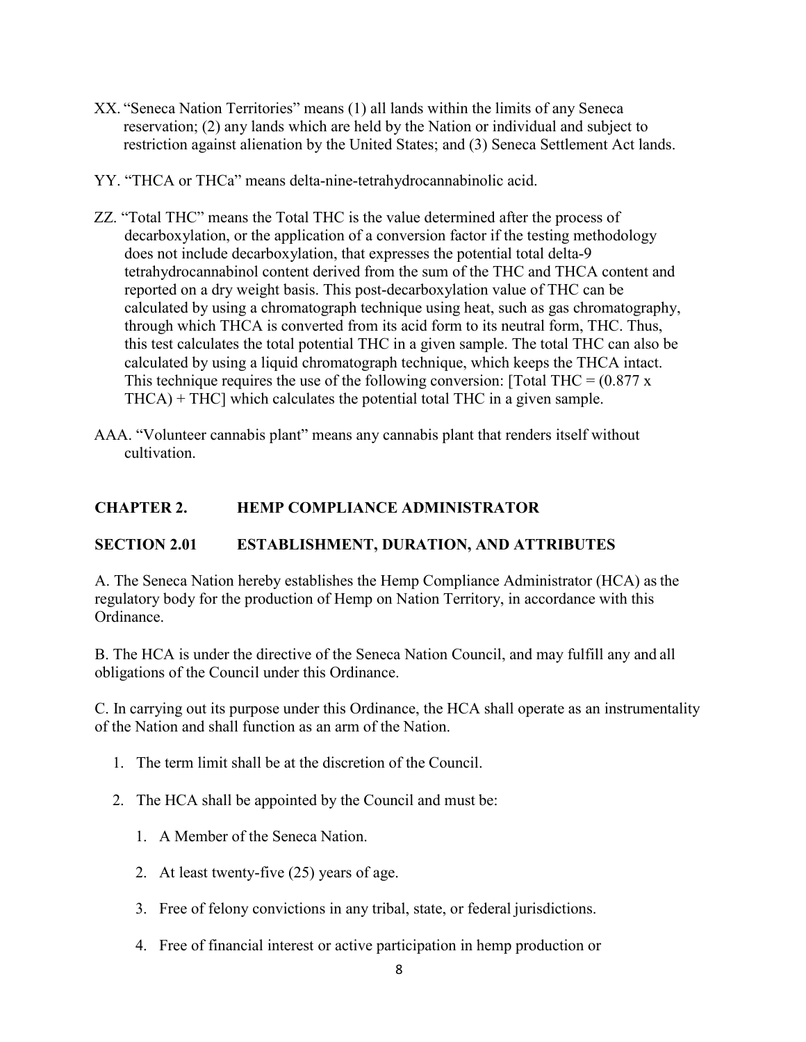XX. "Seneca Nation Territories" means (1) all lands within the limits of any Seneca reservation; (2) any lands which are held by the Nation or individual and subject to restriction against alienation by the United States; and (3) Seneca Settlement Act lands.

YY. "THCA or THCa" means delta-nine-tetrahydrocannabinolic acid.

ZZ. "Total THC" means the Total THC is the value determined after the process of decarboxylation, or the application of a conversion factor if the testing methodology does not include decarboxylation, that expresses the potential total delta-9 tetrahydrocannabinol content derived from the sum of the THC and THCA content and reported on a dry weight basis. This post-decarboxylation value of THC can be calculated by using a chromatograph technique using heat, such as gas chromatography, through which THCA is converted from its acid form to its neutral form, THC. Thus, this test calculates the total potential THC in a given sample. The total THC can also be calculated by using a liquid chromatograph technique, which keeps the THCA intact. This technique requires the use of the following conversion: [Total THC = (0.877 x THCA) + THC] which calculates the potential total THC in a given sample.

AAA. "Volunteer cannabis plant" means any cannabis plant that renders itself without cultivation.

## CHAPTER 2. HEMP COMPLIANCE ADMINISTRATOR

### SECTION 2.01 ESTABLISHMENT, DURATION, AND ATTRIBUTES

A. The Seneca Nation hereby establishes the Hemp Compliance Administrator (HCA) as the regulatory body for the production of Hemp on Nation Territory, in accordance with this Ordinance.

B. The HCA is under the directive of the Seneca Nation Council, and may fulfill any and all obligations of the Council under this Ordinance.

C. In carrying out its purpose under this Ordinance, the HCA shall operate as an instrumentality of the Nation and shall function as an arm of the Nation.

1. The term limit shall be at the discretion of the Council.
2. The HCA shall be appointed by the Council and must be:
    1. A Member of the Seneca Nation.
    2. At least twenty-five (25) years of age.
    3. Free of felony convictions in any tribal, state, or federal jurisdictions.
    4. Free of financial interest or active participation in hemp production or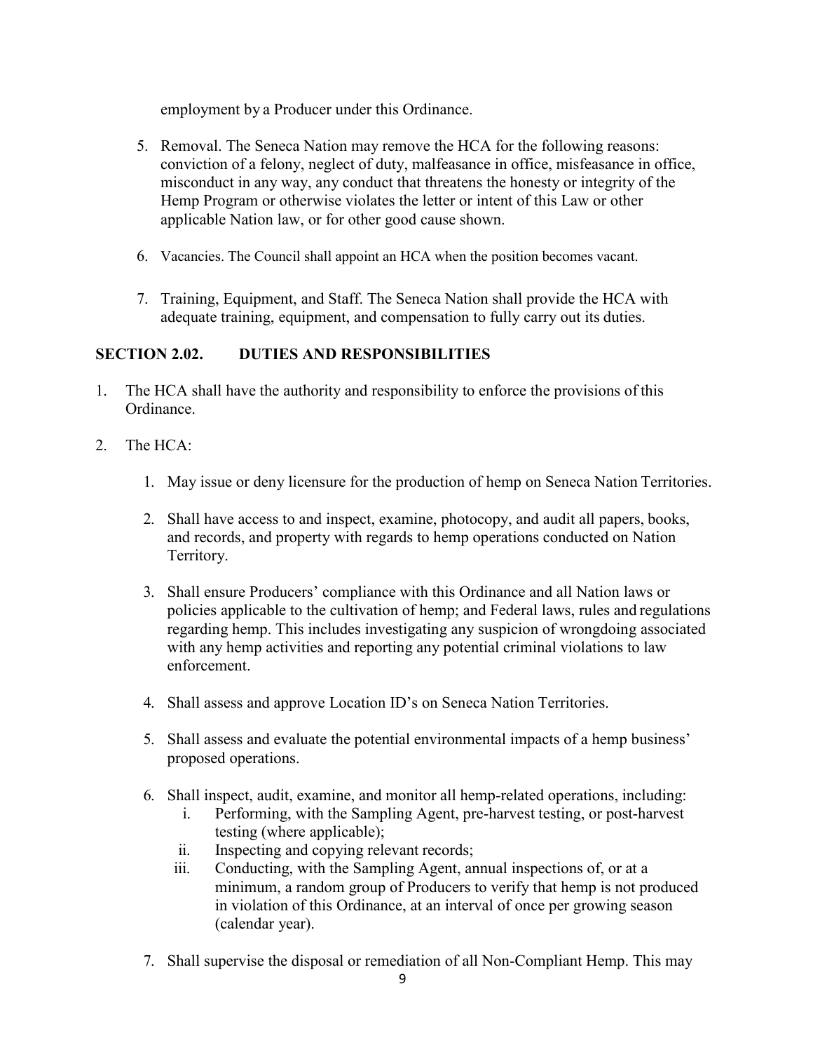employment by a Producer under this Ordinance.

5. Removal. The Seneca Nation may remove the HCA for the following reasons: conviction of a felony, neglect of duty, malfeasance in office, misfeasance in office, misconduct in any way, any conduct that threatens the honesty or integrity of the Hemp Program or otherwise violates the letter or intent of this Law or other applicable Nation law, or for other good cause shown.

6. Vacancies. The Council shall appoint an HCA when the position becomes vacant.

7. Training, Equipment, and Staff. The Seneca Nation shall provide the HCA with adequate training, equipment, and compensation to fully carry out its duties.

## SECTION 2.02. DUTIES AND RESPONSIBILITIES

1. The HCA shall have the authority and responsibility to enforce the provisions of this Ordinance.

2. The HCA:

   1. May issue or deny licensure for the production of hemp on Seneca Nation Territories.

   2. Shall have access to and inspect, examine, photocopy, and audit all papers, books, and records, and property with regards to hemp operations conducted on Nation Territory.

   3. Shall ensure Producers' compliance with this Ordinance and all Nation laws or policies applicable to the cultivation of hemp; and Federal laws, rules and regulations regarding hemp. This includes investigating any suspicion of wrongdoing associated with any hemp activities and reporting any potential criminal violations to law enforcement.

   4. Shall assess and approve Location ID's on Seneca Nation Territories.

   5. Shall assess and evaluate the potential environmental impacts of a hemp business' proposed operations.

   6. Shall inspect, audit, examine, and monitor all hemp-related operations, including:
      i. Performing, with the Sampling Agent, pre-harvest testing, or post-harvest testing (where applicable);
      ii. Inspecting and copying relevant records;
      iii. Conducting, with the Sampling Agent, annual inspections of, or at a minimum, a random group of Producers to verify that hemp is not produced in violation of this Ordinance, at an interval of once per growing season (calendar year).

   7. Shall supervise the disposal or remediation of all Non-Compliant Hemp. This may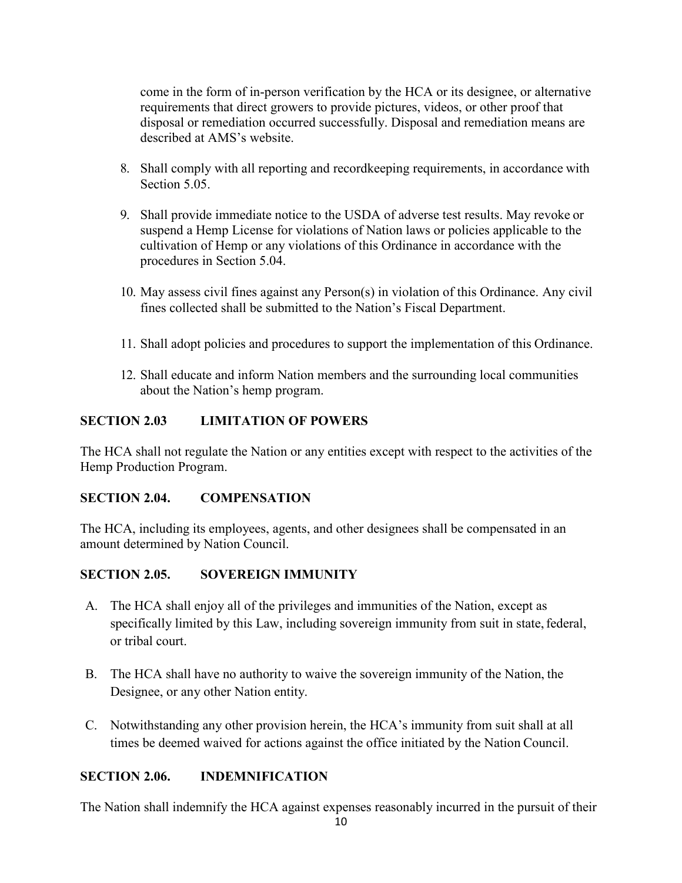come in the form of in-person verification by the HCA or its designee, or alternative requirements that direct growers to provide pictures, videos, or other proof that disposal or remediation occurred successfully. Disposal and remediation means are described at AMS's website.

8. Shall comply with all reporting and recordkeeping requirements, in accordance with Section 5.05.
9. Shall provide immediate notice to the USDA of adverse test results. May revoke or suspend a Hemp License for violations of Nation laws or policies applicable to the cultivation of Hemp or any violations of this Ordinance in accordance with the procedures in Section 5.04.
10. May assess civil fines against any Person(s) in violation of this Ordinance. Any civil fines collected shall be submitted to the Nation's Fiscal Department.
11. Shall adopt policies and procedures to support the implementation of this Ordinance.
12. Shall educate and inform Nation members and the surrounding local communities about the Nation's hemp program.

### SECTION 2.03 LIMITATION OF POWERS

The HCA shall not regulate the Nation or any entities except with respect to the activities of the Hemp Production Program.

### SECTION 2.04. COMPENSATION

The HCA, including its employees, agents, and other designees shall be compensated in an amount determined by Nation Council.

### SECTION 2.05. SOVEREIGN IMMUNITY

A. The HCA shall enjoy all of the privileges and immunities of the Nation, except as specifically limited by this Law, including sovereign immunity from suit in state, federal, or tribal court.

B. The HCA shall have no authority to waive the sovereign immunity of the Nation, the Designee, or any other Nation entity.

C. Notwithstanding any other provision herein, the HCA's immunity from suit shall at all times be deemed waived for actions against the office initiated by the Nation Council.

### SECTION 2.06. INDEMNIFICATION

The Nation shall indemnify the HCA against expenses reasonably incurred in the pursuit of their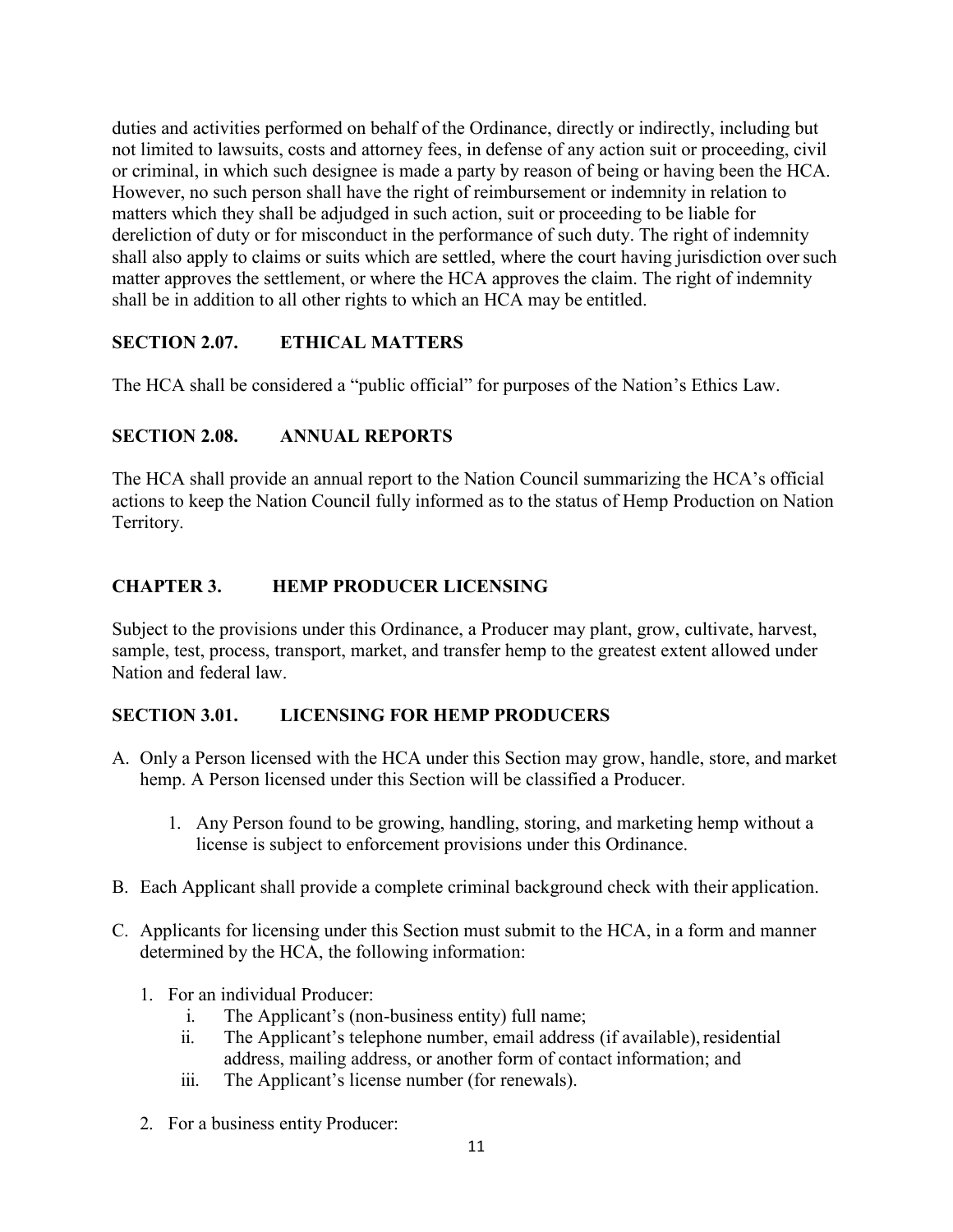duties and activities performed on behalf of the Ordinance, directly or indirectly, including but not limited to lawsuits, costs and attorney fees, in defense of any action suit or proceeding, civil or criminal, in which such designee is made a party by reason of being or having been the HCA. However, no such person shall have the right of reimbursement or indemnity in relation to matters which they shall be adjudged in such action, suit or proceeding to be liable for dereliction of duty or for misconduct in the performance of such duty. The right of indemnity shall also apply to claims or suits which are settled, where the court having jurisdiction over such matter approves the settlement, or where the HCA approves the claim. The right of indemnity shall be in addition to all other rights to which an HCA may be entitled.

### SECTION 2.07. ETHICAL MATTERS

The HCA shall be considered a "public official" for purposes of the Nation's Ethics Law.

### SECTION 2.08. ANNUAL REPORTS

The HCA shall provide an annual report to the Nation Council summarizing the HCA's official actions to keep the Nation Council fully informed as to the status of Hemp Production on Nation Territory.

## CHAPTER 3. HEMP PRODUCER LICENSING

Subject to the provisions under this Ordinance, a Producer may plant, grow, cultivate, harvest, sample, test, process, transport, market, and transfer hemp to the greatest extent allowed under Nation and federal law.

### SECTION 3.01. LICENSING FOR HEMP PRODUCERS

A. Only a Person licensed with the HCA under this Section may grow, handle, store, and market hemp. A Person licensed under this Section will be classified a Producer.

   1. Any Person found to be growing, handling, storing, and marketing hemp without a license is subject to enforcement provisions under this Ordinance.

B. Each Applicant shall provide a complete criminal background check with their application.

C. Applicants for licensing under this Section must submit to the HCA, in a form and manner determined by the HCA, the following information:

   1. For an individual Producer:
      i. The Applicant's (non-business entity) full name;
      ii. The Applicant's telephone number, email address (if available), residential address, mailing address, or another form of contact information; and
      iii. The Applicant's license number (for renewals).

   2. For a business entity Producer: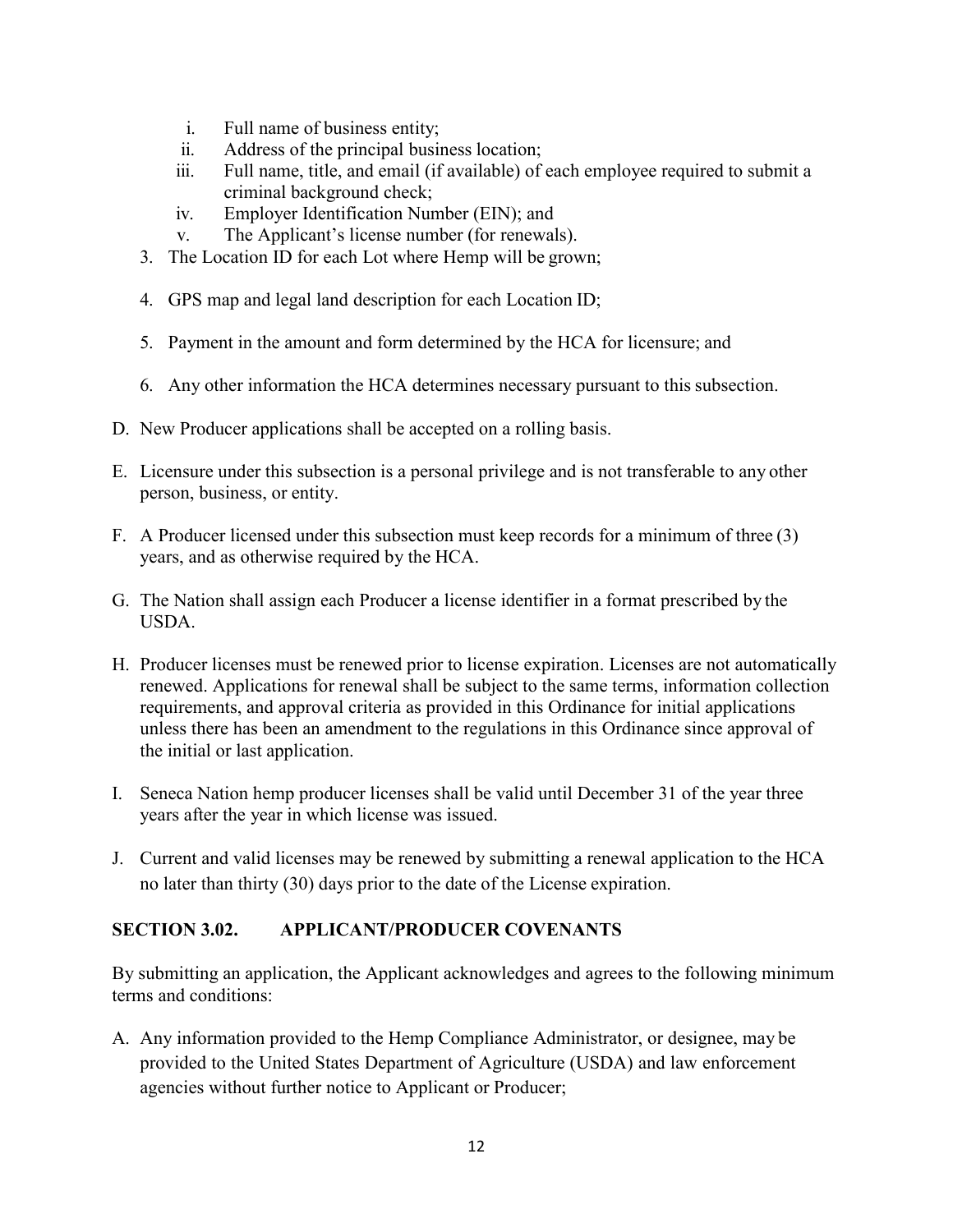i. Full name of business entity;
   ii. Address of the principal business location;
   iii. Full name, title, and email (if available) of each employee required to submit a criminal background check;
   iv. Employer Identification Number (EIN); and
   v. The Applicant's license number (for renewals).

3. The Location ID for each Lot where Hemp will be grown;
4. GPS map and legal land description for each Location ID;
5. Payment in the amount and form determined by the HCA for licensure; and
6. Any other information the HCA determines necessary pursuant to this subsection.

D. New Producer applications shall be accepted on a rolling basis.

E. Licensure under this subsection is a personal privilege and is not transferable to any other person, business, or entity.

F. A Producer licensed under this subsection must keep records for a minimum of three (3) years, and as otherwise required by the HCA.

G. The Nation shall assign each Producer a license identifier in a format prescribed by the USDA.

H. Producer licenses must be renewed prior to license expiration. Licenses are not automatically renewed. Applications for renewal shall be subject to the same terms, information collection requirements, and approval criteria as provided in this Ordinance for initial applications unless there has been an amendment to the regulations in this Ordinance since approval of the initial or last application.

I. Seneca Nation hemp producer licenses shall be valid until December 31 of the year three years after the year in which license was issued.

J. Current and valid licenses may be renewed by submitting a renewal application to the HCA no later than thirty (30) days prior to the date of the License expiration.

## SECTION 3.02. APPLICANT/PRODUCER COVENANTS

By submitting an application, the Applicant acknowledges and agrees to the following minimum terms and conditions:

A. Any information provided to the Hemp Compliance Administrator, or designee, may be provided to the United States Department of Agriculture (USDA) and law enforcement agencies without further notice to Applicant or Producer;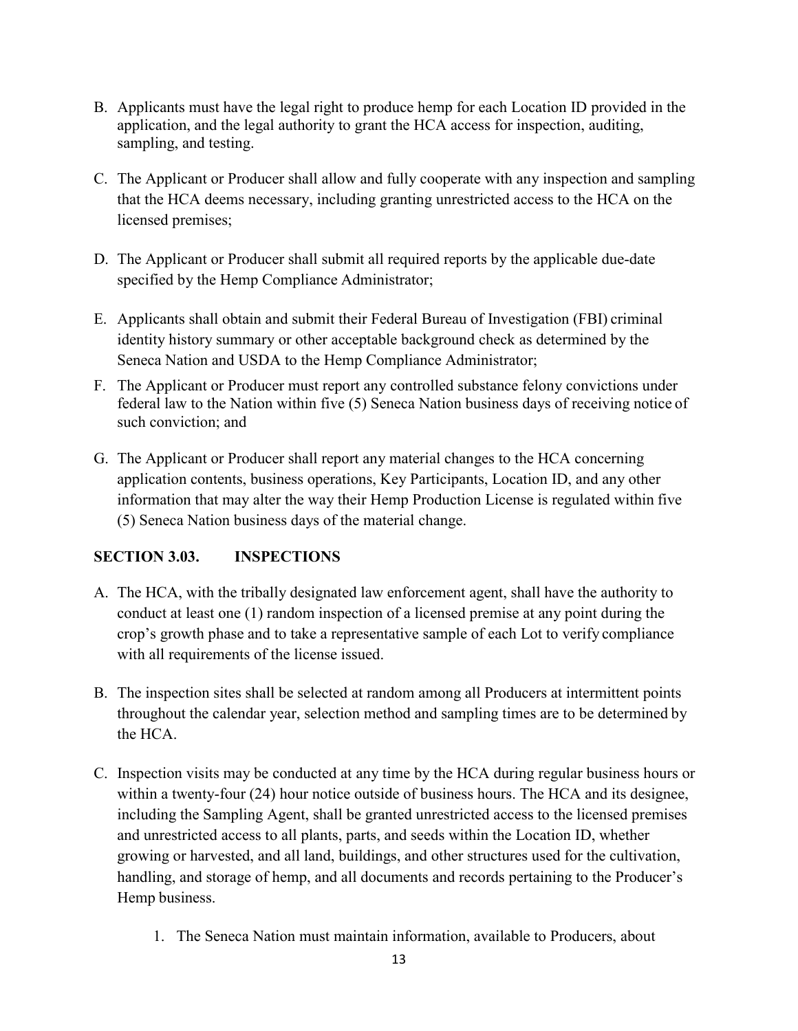B. Applicants must have the legal right to produce hemp for each Location ID provided in the application, and the legal authority to grant the HCA access for inspection, auditing, sampling, and testing.

C. The Applicant or Producer shall allow and fully cooperate with any inspection and sampling that the HCA deems necessary, including granting unrestricted access to the HCA on the licensed premises;

D. The Applicant or Producer shall submit all required reports by the applicable due-date specified by the Hemp Compliance Administrator;

E. Applicants shall obtain and submit their Federal Bureau of Investigation (FBI) criminal identity history summary or other acceptable background check as determined by the Seneca Nation and USDA to the Hemp Compliance Administrator;

F. The Applicant or Producer must report any controlled substance felony convictions under federal law to the Nation within five (5) Seneca Nation business days of receiving notice of such conviction; and

G. The Applicant or Producer shall report any material changes to the HCA concerning application contents, business operations, Key Participants, Location ID, and any other information that may alter the way their Hemp Production License is regulated within five (5) Seneca Nation business days of the material change.

## SECTION 3.03. INSPECTIONS

A. The HCA, with the tribally designated law enforcement agent, shall have the authority to conduct at least one (1) random inspection of a licensed premise at any point during the crop's growth phase and to take a representative sample of each Lot to verify compliance with all requirements of the license issued.

B. The inspection sites shall be selected at random among all Producers at intermittent points throughout the calendar year, selection method and sampling times are to be determined by the HCA.

C. Inspection visits may be conducted at any time by the HCA during regular business hours or within a twenty-four (24) hour notice outside of business hours. The HCA and its designee, including the Sampling Agent, shall be granted unrestricted access to the licensed premises and unrestricted access to all plants, parts, and seeds within the Location ID, whether growing or harvested, and all land, buildings, and other structures used for the cultivation, handling, and storage of hemp, and all documents and records pertaining to the Producer's Hemp business.

   1. The Seneca Nation must maintain information, available to Producers, about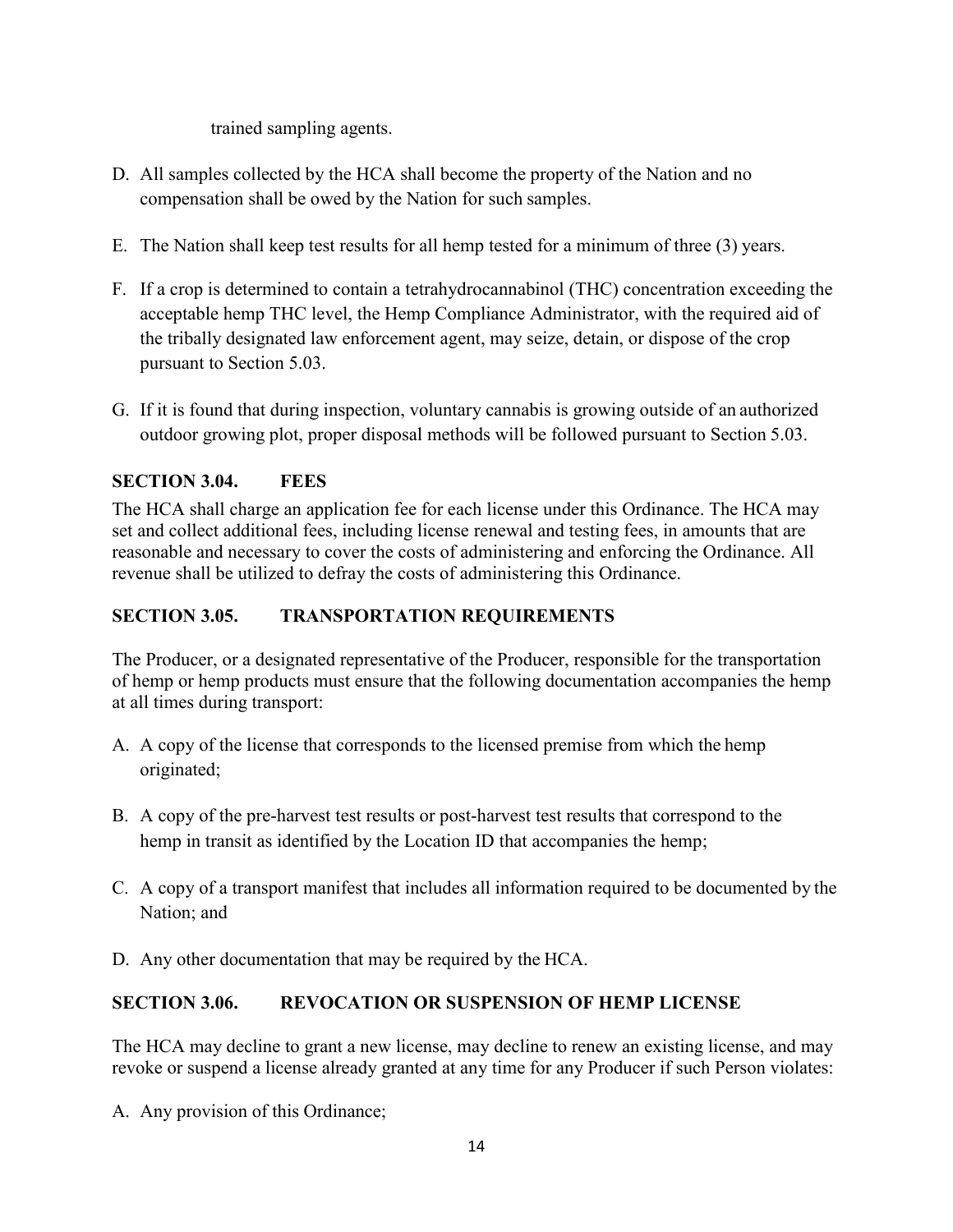trained sampling agents.

D. All samples collected by the HCA shall become the property of the Nation and no compensation shall be owed by the Nation for such samples.

E. The Nation shall keep test results for all hemp tested for a minimum of three (3) years.

F. If a crop is determined to contain a tetrahydrocannabinol (THC) concentration exceeding the acceptable hemp THC level, the Hemp Compliance Administrator, with the required aid of the tribally designated law enforcement agent, may seize, detain, or dispose of the crop pursuant to Section 5.03.

G. If it is found that during inspection, voluntary cannabis is growing outside of an authorized outdoor growing plot, proper disposal methods will be followed pursuant to Section 5.03.

### SECTION 3.04. FEES

The HCA shall charge an application fee for each license under this Ordinance. The HCA may set and collect additional fees, including license renewal and testing fees, in amounts that are reasonable and necessary to cover the costs of administering and enforcing the Ordinance. All revenue shall be utilized to defray the costs of administering this Ordinance.

### SECTION 3.05. TRANSPORTATION REQUIREMENTS

The Producer, or a designated representative of the Producer, responsible for the transportation of hemp or hemp products must ensure that the following documentation accompanies the hemp at all times during transport:

A. A copy of the license that corresponds to the licensed premise from which the hemp originated;

B. A copy of the pre-harvest test results or post-harvest test results that correspond to the hemp in transit as identified by the Location ID that accompanies the hemp;

C. A copy of a transport manifest that includes all information required to be documented by the Nation; and

D. Any other documentation that may be required by the HCA.

### SECTION 3.06. REVOCATION OR SUSPENSION OF HEMP LICENSE

The HCA may decline to grant a new license, may decline to renew an existing license, and may revoke or suspend a license already granted at any time for any Producer if such Person violates:

A. Any provision of this Ordinance;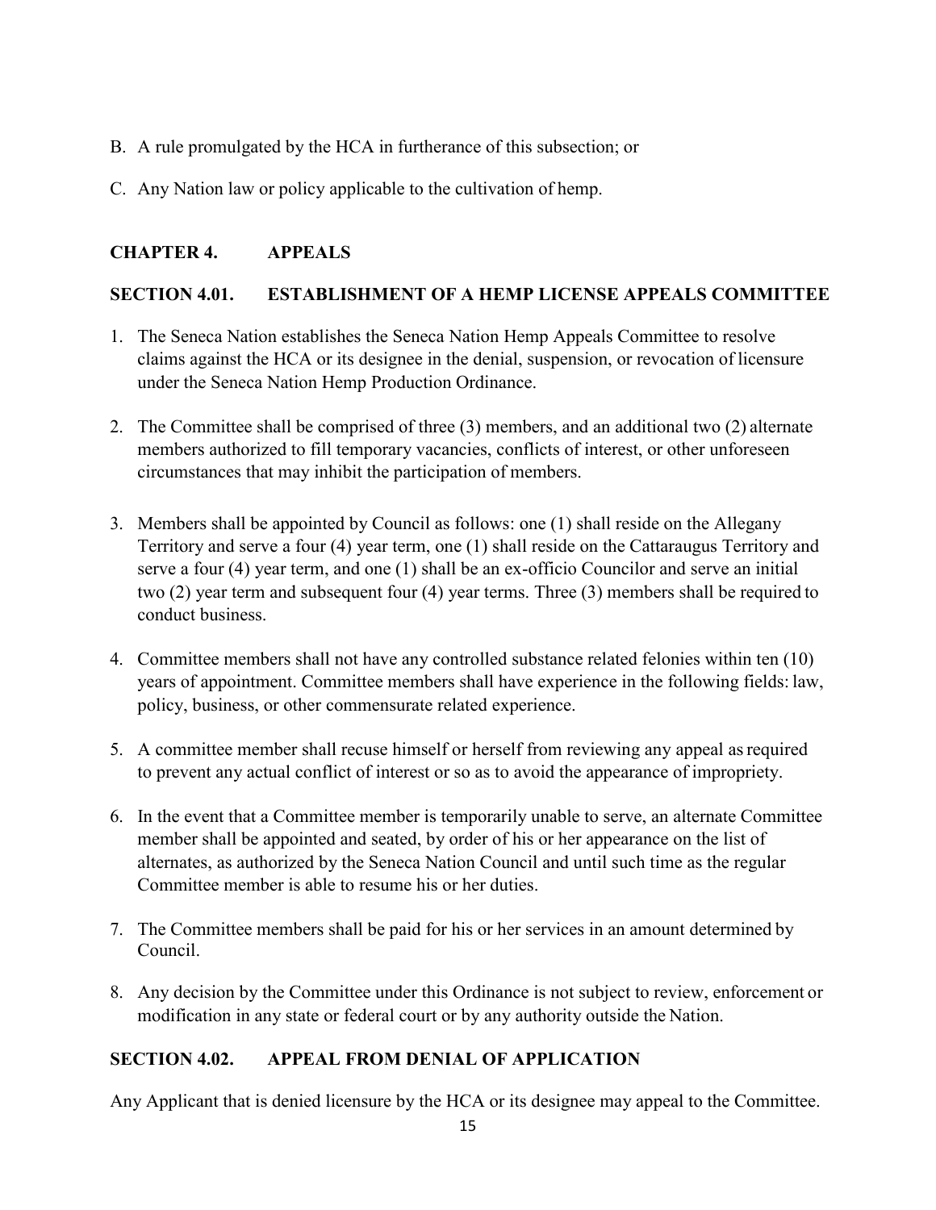B. A rule promulgated by the HCA in furtherance of this subsection; or

C. Any Nation law or policy applicable to the cultivation of hemp.

## CHAPTER 4. APPEALS

### SECTION 4.01. ESTABLISHMENT OF A HEMP LICENSE APPEALS COMMITTEE

1. The Seneca Nation establishes the Seneca Nation Hemp Appeals Committee to resolve claims against the HCA or its designee in the denial, suspension, or revocation of licensure under the Seneca Nation Hemp Production Ordinance.

2. The Committee shall be comprised of three (3) members, and an additional two (2) alternate members authorized to fill temporary vacancies, conflicts of interest, or other unforeseen circumstances that may inhibit the participation of members.

3. Members shall be appointed by Council as follows: one (1) shall reside on the Allegany Territory and serve a four (4) year term, one (1) shall reside on the Cattaraugus Territory and serve a four (4) year term, and one (1) shall be an ex-officio Councilor and serve an initial two (2) year term and subsequent four (4) year terms. Three (3) members shall be required to conduct business.

4. Committee members shall not have any controlled substance related felonies within ten (10) years of appointment. Committee members shall have experience in the following fields: law, policy, business, or other commensurate related experience.

5. A committee member shall recuse himself or herself from reviewing any appeal as required to prevent any actual conflict of interest or so as to avoid the appearance of impropriety.

6. In the event that a Committee member is temporarily unable to serve, an alternate Committee member shall be appointed and seated, by order of his or her appearance on the list of alternates, as authorized by the Seneca Nation Council and until such time as the regular Committee member is able to resume his or her duties.

7. The Committee members shall be paid for his or her services in an amount determined by Council.

8. Any decision by the Committee under this Ordinance is not subject to review, enforcement or modification in any state or federal court or by any authority outside the Nation.

### SECTION 4.02. APPEAL FROM DENIAL OF APPLICATION

Any Applicant that is denied licensure by the HCA or its designee may appeal to the Committee.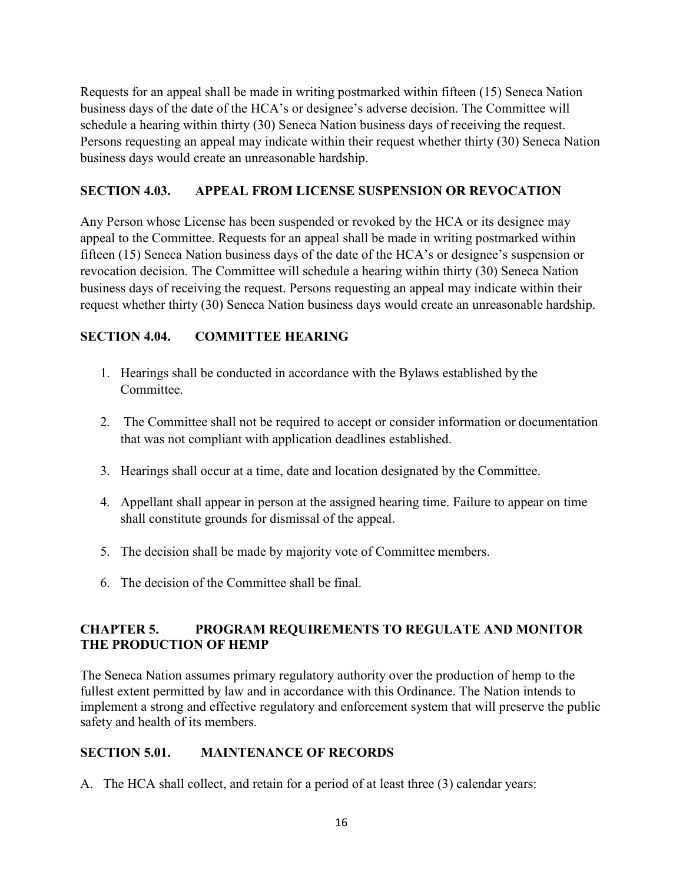Requests for an appeal shall be made in writing postmarked within fifteen (15) Seneca Nation business days of the date of the HCA's or designee's adverse decision. The Committee will schedule a hearing within thirty (30) Seneca Nation business days of receiving the request. Persons requesting an appeal may indicate within their request whether thirty (30) Seneca Nation business days would create an unreasonable hardship.

### SECTION 4.03. APPEAL FROM LICENSE SUSPENSION OR REVOCATION

Any Person whose License has been suspended or revoked by the HCA or its designee may appeal to the Committee. Requests for an appeal shall be made in writing postmarked within fifteen (15) Seneca Nation business days of the date of the HCA's or designee's suspension or revocation decision. The Committee will schedule a hearing within thirty (30) Seneca Nation business days of receiving the request. Persons requesting an appeal may indicate within their request whether thirty (30) Seneca Nation business days would create an unreasonable hardship.

### SECTION 4.04. COMMITTEE HEARING

1. Hearings shall be conducted in accordance with the Bylaws established by the Committee.

2. The Committee shall not be required to accept or consider information or documentation that was not compliant with application deadlines established.

3. Hearings shall occur at a time, date and location designated by the Committee.

4. Appellant shall appear in person at the assigned hearing time. Failure to appear on time shall constitute grounds for dismissal of the appeal.

5. The decision shall be made by majority vote of Committee members.

6. The decision of the Committee shall be final.

## CHAPTER 5. PROGRAM REQUIREMENTS TO REGULATE AND MONITOR THE PRODUCTION OF HEMP

The Seneca Nation assumes primary regulatory authority over the production of hemp to the fullest extent permitted by law and in accordance with this Ordinance. The Nation intends to implement a strong and effective regulatory and enforcement system that will preserve the public safety and health of its members.

### SECTION 5.01. MAINTENANCE OF RECORDS

A. The HCA shall collect, and retain for a period of at least three (3) calendar years: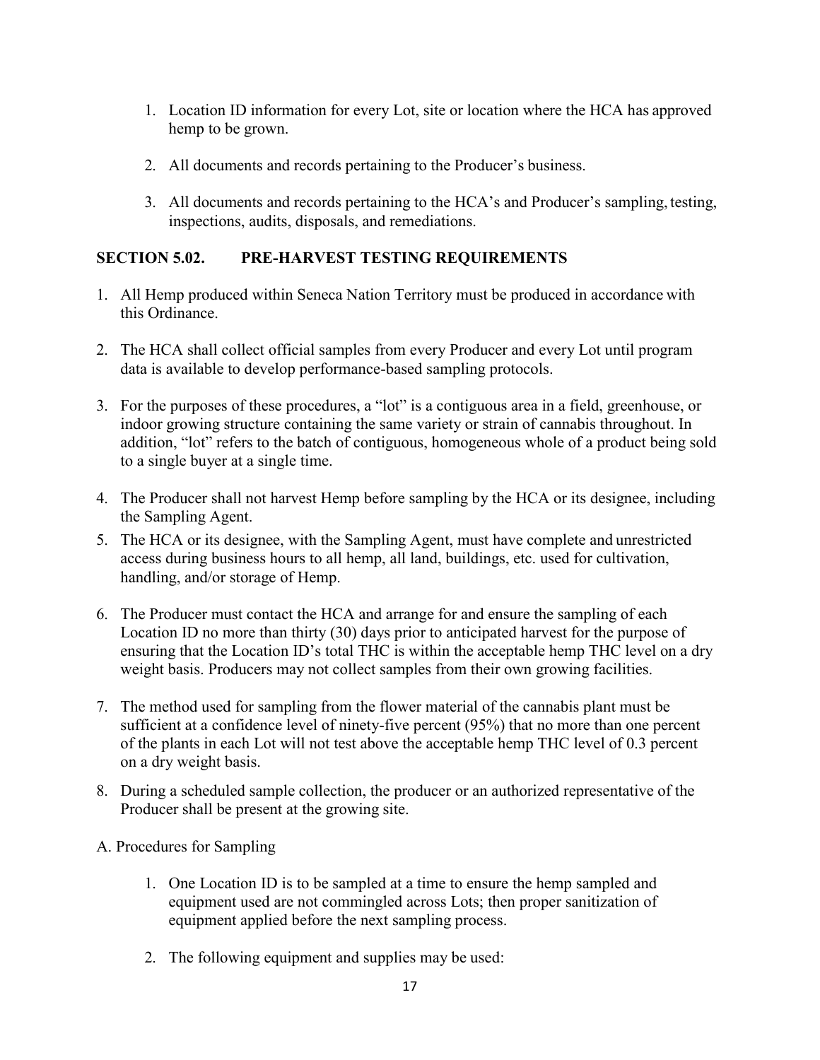1. Location ID information for every Lot, site or location where the HCA has approved hemp to be grown.

2. All documents and records pertaining to the Producer's business.

3. All documents and records pertaining to the HCA's and Producer's sampling, testing, inspections, audits, disposals, and remediations.

## SECTION 5.02. PRE-HARVEST TESTING REQUIREMENTS

1. All Hemp produced within Seneca Nation Territory must be produced in accordance with this Ordinance.

2. The HCA shall collect official samples from every Producer and every Lot until program data is available to develop performance-based sampling protocols.

3. For the purposes of these procedures, a "lot" is a contiguous area in a field, greenhouse, or indoor growing structure containing the same variety or strain of cannabis throughout. In addition, "lot" refers to the batch of contiguous, homogeneous whole of a product being sold to a single buyer at a single time.

4. The Producer shall not harvest Hemp before sampling by the HCA or its designee, including the Sampling Agent.

5. The HCA or its designee, with the Sampling Agent, must have complete and unrestricted access during business hours to all hemp, all land, buildings, etc. used for cultivation, handling, and/or storage of Hemp.

6. The Producer must contact the HCA and arrange for and ensure the sampling of each Location ID no more than thirty (30) days prior to anticipated harvest for the purpose of ensuring that the Location ID's total THC is within the acceptable hemp THC level on a dry weight basis. Producers may not collect samples from their own growing facilities.

7. The method used for sampling from the flower material of the cannabis plant must be sufficient at a confidence level of ninety-five percent (95%) that no more than one percent of the plants in each Lot will not test above the acceptable hemp THC level of 0.3 percent on a dry weight basis.

8. During a scheduled sample collection, the producer or an authorized representative of the Producer shall be present at the growing site.

A. Procedures for Sampling

1. One Location ID is to be sampled at a time to ensure the hemp sampled and equipment used are not commingled across Lots; then proper sanitization of equipment applied before the next sampling process.

2. The following equipment and supplies may be used: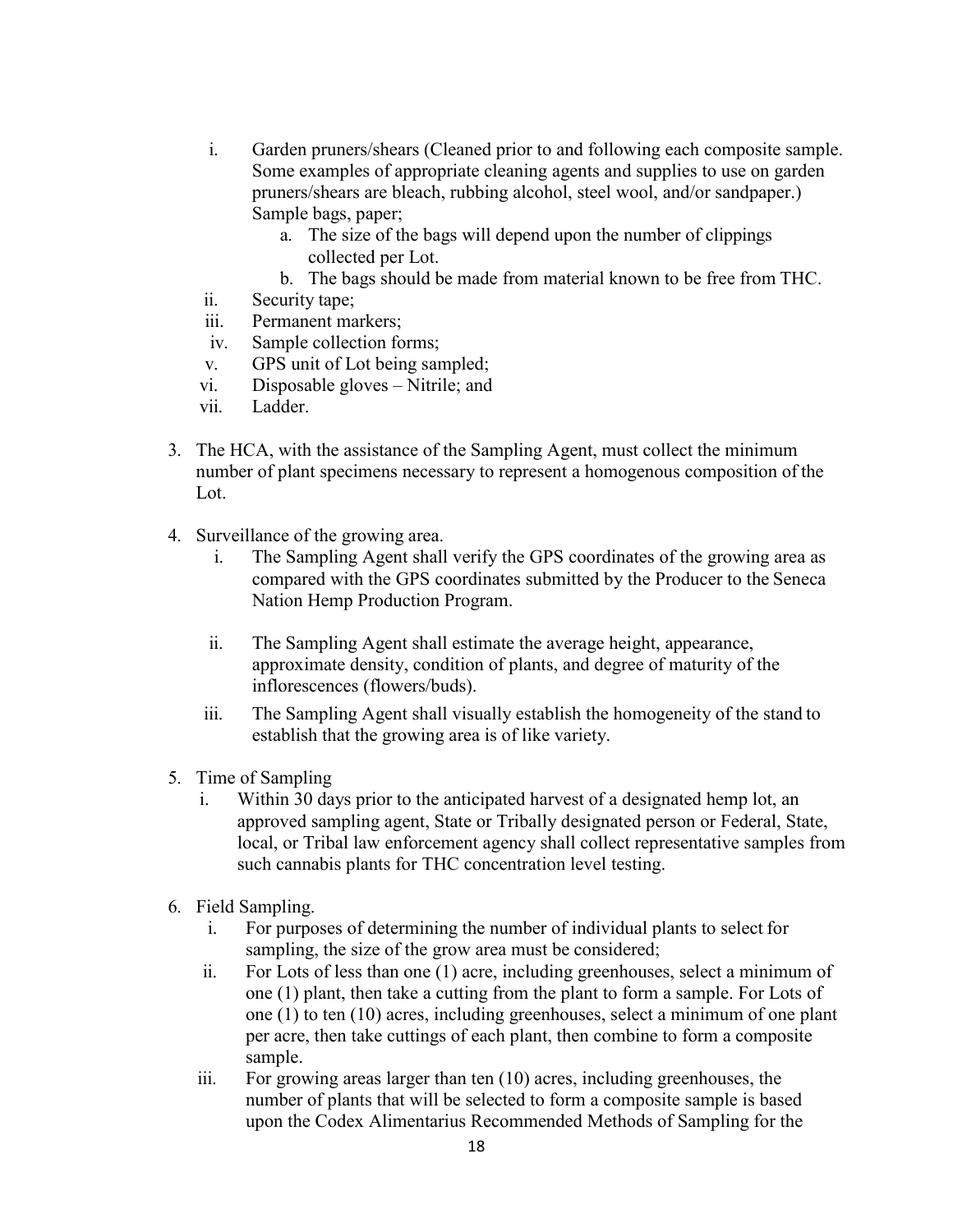i. Garden pruners/shears (Cleaned prior to and following each composite sample. Some examples of appropriate cleaning agents and supplies to use on garden pruners/shears are bleach, rubbing alcohol, steel wool, and/or sandpaper.) Sample bags, paper;
   a. The size of the bags will depend upon the number of clippings collected per Lot.
   b. The bags should be made from material known to be free from THC.

ii. Security tape;

iii. Permanent markers;

iv. Sample collection forms;

v. GPS unit of Lot being sampled;

vi. Disposable gloves – Nitrile; and

vii. Ladder.

3. The HCA, with the assistance of the Sampling Agent, must collect the minimum number of plant specimens necessary to represent a homogenous composition of the Lot.

4. Surveillance of the growing area.
   i. The Sampling Agent shall verify the GPS coordinates of the growing area as compared with the GPS coordinates submitted by the Producer to the Seneca Nation Hemp Production Program.
   ii. The Sampling Agent shall estimate the average height, appearance, approximate density, condition of plants, and degree of maturity of the inflorescences (flowers/buds).
   iii. The Sampling Agent shall visually establish the homogeneity of the stand to establish that the growing area is of like variety.

5. Time of Sampling
   i. Within 30 days prior to the anticipated harvest of a designated hemp lot, an approved sampling agent, State or Tribally designated person or Federal, State, local, or Tribal law enforcement agency shall collect representative samples from such cannabis plants for THC concentration level testing.

6. Field Sampling.
   i. For purposes of determining the number of individual plants to select for sampling, the size of the grow area must be considered;
   ii. For Lots of less than one (1) acre, including greenhouses, select a minimum of one (1) plant, then take a cutting from the plant to form a sample. For Lots of one (1) to ten (10) acres, including greenhouses, select a minimum of one plant per acre, then take cuttings of each plant, then combine to form a composite sample.
   iii. For growing areas larger than ten (10) acres, including greenhouses, the number of plants that will be selected to form a composite sample is based upon the Codex Alimentarius Recommended Methods of Sampling for the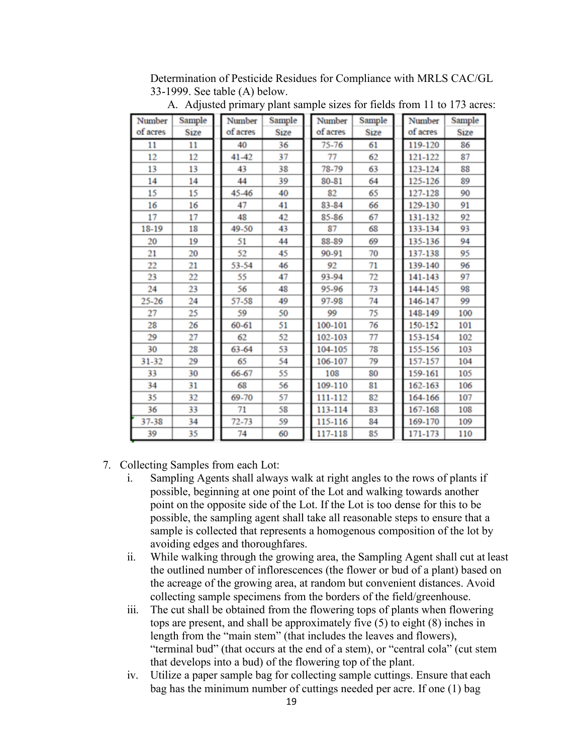Determination of Pesticide Residues for Compliance with MRLS CAC/GL 33-1999. See table (A) below.

A. Adjusted primary plant sample sizes for fields from 11 to 173 acres:

| Number of acres | Sample Size | Number of acres | Sample Size | Number of acres | Sample Size | Number of acres | Sample Size |
|---|---|---|---|---|---|---|---|
| 11 | 11 | 40 | 36 | 75-76 | 61 | 119-120 | 86 |
| 12 | 12 | 41-42 | 37 | 77 | 62 | 121-122 | 87 |
| 13 | 13 | 43 | 38 | 78-79 | 63 | 123-124 | 88 |
| 14 | 14 | 44 | 39 | 80-81 | 64 | 125-126 | 89 |
| 15 | 15 | 45-46 | 40 | 82 | 65 | 127-128 | 90 |
| 16 | 16 | 47 | 41 | 83-84 | 66 | 129-130 | 91 |
| 17 | 17 | 48 | 42 | 85-86 | 67 | 131-132 | 92 |
| 18-19 | 18 | 49-50 | 43 | 87 | 68 | 133-134 | 93 |
| 20 | 19 | 51 | 44 | 88-89 | 69 | 135-136 | 94 |
| 21 | 20 | 52 | 45 | 90-91 | 70 | 137-138 | 95 |
| 22 | 21 | 53-54 | 46 | 92 | 71 | 139-140 | 96 |
| 23 | 22 | 55 | 47 | 93-94 | 72 | 141-143 | 97 |
| 24 | 23 | 56 | 48 | 95-96 | 73 | 144-145 | 98 |
| 25-26 | 24 | 57-58 | 49 | 97-98 | 74 | 146-147 | 99 |
| 27 | 25 | 59 | 50 | 99 | 75 | 148-149 | 100 |
| 28 | 26 | 60-61 | 51 | 100-101 | 76 | 150-152 | 101 |
| 29 | 27 | 62 | 52 | 102-103 | 77 | 153-154 | 102 |
| 30 | 28 | 63-64 | 53 | 104-105 | 78 | 155-156 | 103 |
| 31-32 | 29 | 65 | 54 | 106-107 | 79 | 157-157 | 104 |
| 33 | 30 | 66-67 | 55 | 108 | 80 | 159-161 | 105 |
| 34 | 31 | 68 | 56 | 109-110 | 81 | 162-163 | 106 |
| 35 | 32 | 69-70 | 57 | 111-112 | 82 | 164-166 | 107 |
| 36 | 33 | 71 | 58 | 113-114 | 83 | 167-168 | 108 |
| 37-38 | 34 | 72-73 | 59 | 115-116 | 84 | 169-170 | 109 |
| 39 | 35 | 74 | 60 | 117-118 | 85 | 171-173 | 110 |

7. Collecting Samples from each Lot:
   i. Sampling Agents shall always walk at right angles to the rows of plants if possible, beginning at one point of the Lot and walking towards another point on the opposite side of the Lot. If the Lot is too dense for this to be possible, the sampling agent shall take all reasonable steps to ensure that a sample is collected that represents a homogenous composition of the lot by avoiding edges and thoroughfares.
   ii. While walking through the growing area, the Sampling Agent shall cut at least the outlined number of inflorescences (the flower or bud of a plant) based on the acreage of the growing area, at random but convenient distances. Avoid collecting sample specimens from the borders of the field/greenhouse.
   iii. The cut shall be obtained from the flowering tops of plants when flowering tops are present, and shall be approximately five (5) to eight (8) inches in length from the "main stem" (that includes the leaves and flowers), "terminal bud" (that occurs at the end of a stem), or "central cola" (cut stem that develops into a bud) of the flowering top of the plant.
   iv. Utilize a paper sample bag for collecting sample cuttings. Ensure that each bag has the minimum number of cuttings needed per acre. If one (1) bag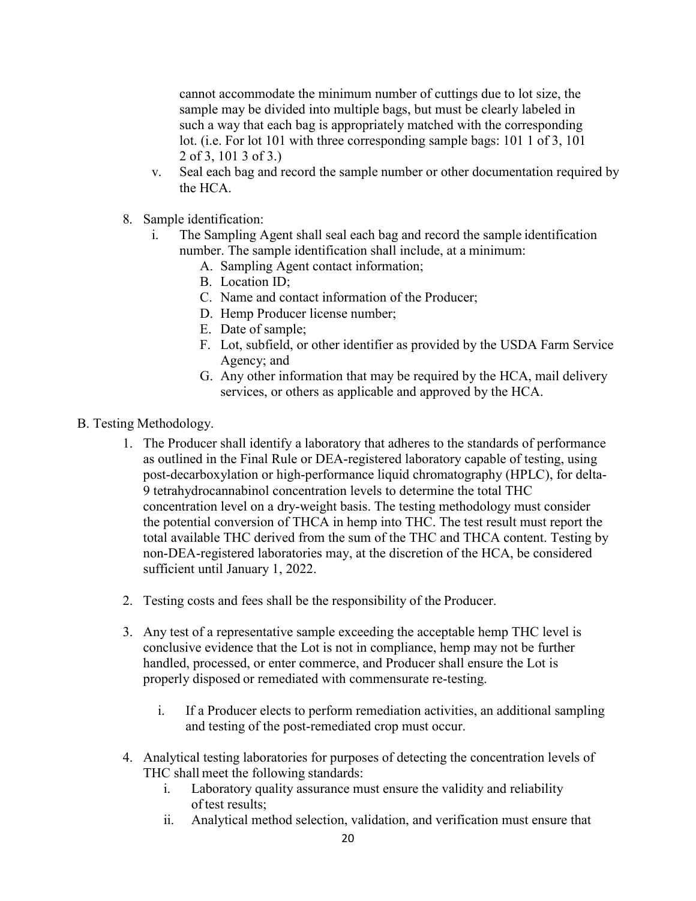cannot accommodate the minimum number of cuttings due to lot size, the sample may be divided into multiple bags, but must be clearly labeled in such a way that each bag is appropriately matched with the corresponding lot. (i.e. For lot 101 with three corresponding sample bags: 101 1 of 3, 101 2 of 3, 101 3 of 3.)

v. Seal each bag and record the sample number or other documentation required by the HCA.

8. Sample identification:
   i. The Sampling Agent shall seal each bag and record the sample identification number. The sample identification shall include, at a minimum:
      A. Sampling Agent contact information;
      B. Location ID;
      C. Name and contact information of the Producer;
      D. Hemp Producer license number;
      E. Date of sample;
      F. Lot, subfield, or other identifier as provided by the USDA Farm Service Agency; and
      G. Any other information that may be required by the HCA, mail delivery services, or others as applicable and approved by the HCA.

B. Testing Methodology.

1. The Producer shall identify a laboratory that adheres to the standards of performance as outlined in the Final Rule or DEA-registered laboratory capable of testing, using post-decarboxylation or high-performance liquid chromatography (HPLC), for delta-9 tetrahydrocannabinol concentration levels to determine the total THC concentration level on a dry-weight basis. The testing methodology must consider the potential conversion of THCA in hemp into THC. The test result must report the total available THC derived from the sum of the THC and THCA content. Testing by non-DEA-registered laboratories may, at the discretion of the HCA, be considered sufficient until January 1, 2022.

2. Testing costs and fees shall be the responsibility of the Producer.

3. Any test of a representative sample exceeding the acceptable hemp THC level is conclusive evidence that the Lot is not in compliance, hemp may not be further handled, processed, or enter commerce, and Producer shall ensure the Lot is properly disposed or remediated with commensurate re-testing.

   i. If a Producer elects to perform remediation activities, an additional sampling and testing of the post-remediated crop must occur.

4. Analytical testing laboratories for purposes of detecting the concentration levels of THC shall meet the following standards:
   i. Laboratory quality assurance must ensure the validity and reliability of test results;
   ii. Analytical method selection, validation, and verification must ensure that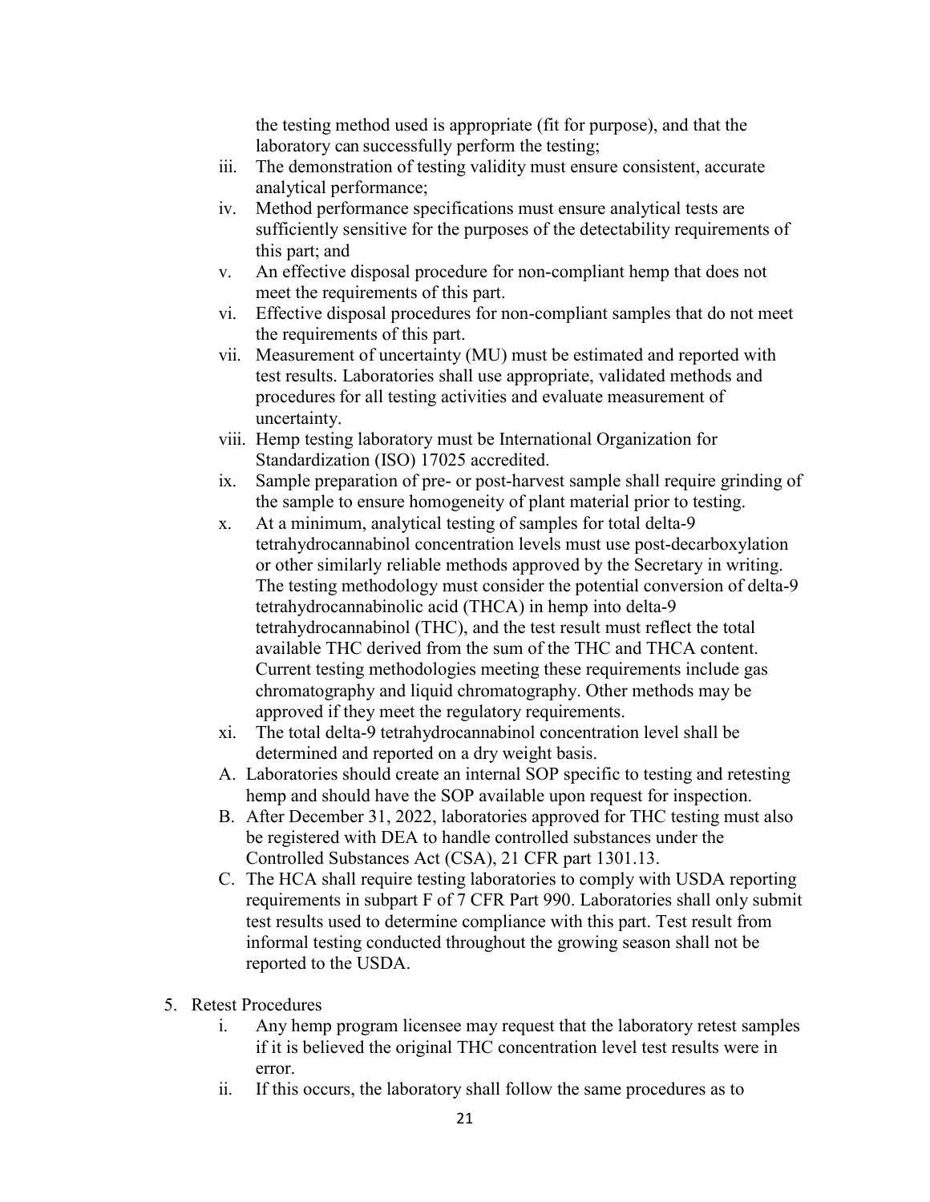the testing method used is appropriate (fit for purpose), and that the laboratory can successfully perform the testing;

iii. The demonstration of testing validity must ensure consistent, accurate analytical performance;

iv. Method performance specifications must ensure analytical tests are sufficiently sensitive for the purposes of the detectability requirements of this part; and

v. An effective disposal procedure for non-compliant hemp that does not meet the requirements of this part.

vi. Effective disposal procedures for non-compliant samples that do not meet the requirements of this part.

vii. Measurement of uncertainty (MU) must be estimated and reported with test results. Laboratories shall use appropriate, validated methods and procedures for all testing activities and evaluate measurement of uncertainty.

viii. Hemp testing laboratory must be International Organization for Standardization (ISO) 17025 accredited.

ix. Sample preparation of pre- or post-harvest sample shall require grinding of the sample to ensure homogeneity of plant material prior to testing.

x. At a minimum, analytical testing of samples for total delta-9 tetrahydrocannabinol concentration levels must use post-decarboxylation or other similarly reliable methods approved by the Secretary in writing. The testing methodology must consider the potential conversion of delta-9 tetrahydrocannabinolic acid (THCA) in hemp into delta-9 tetrahydrocannabinol (THC), and the test result must reflect the total available THC derived from the sum of the THC and THCA content. Current testing methodologies meeting these requirements include gas chromatography and liquid chromatography. Other methods may be approved if they meet the regulatory requirements.

xi. The total delta-9 tetrahydrocannabinol concentration level shall be determined and reported on a dry weight basis.

A. Laboratories should create an internal SOP specific to testing and retesting hemp and should have the SOP available upon request for inspection.

B. After December 31, 2022, laboratories approved for THC testing must also be registered with DEA to handle controlled substances under the Controlled Substances Act (CSA), 21 CFR part 1301.13.

C. The HCA shall require testing laboratories to comply with USDA reporting requirements in subpart F of 7 CFR Part 990. Laboratories shall only submit test results used to determine compliance with this part. Test result from informal testing conducted throughout the growing season shall not be reported to the USDA.

5. Retest Procedures

   i. Any hemp program licensee may request that the laboratory retest samples if it is believed the original THC concentration level test results were in error.

   ii. If this occurs, the laboratory shall follow the same procedures as to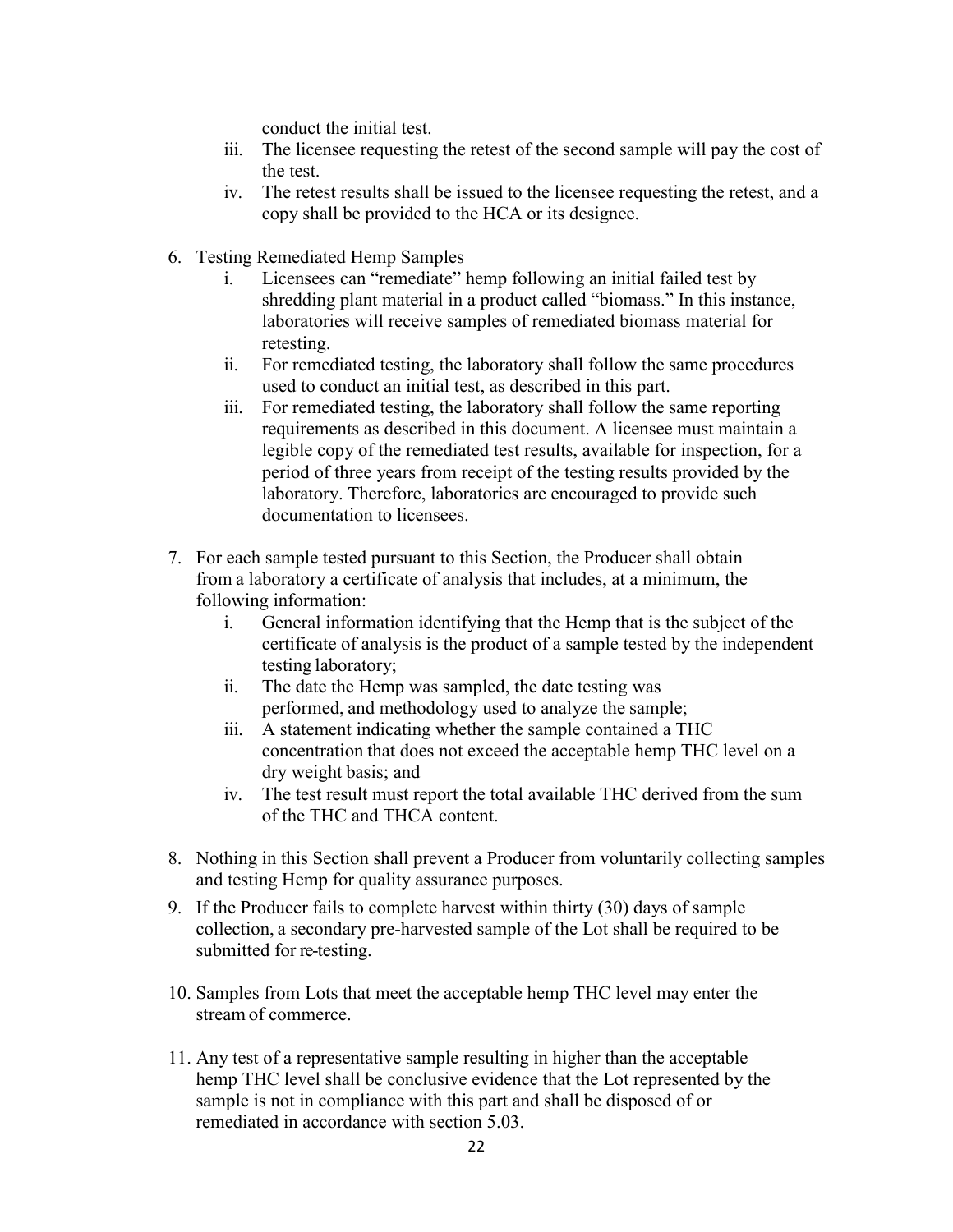conduct the initial test.

iii. The licensee requesting the retest of the second sample will pay the cost of the test.

iv. The retest results shall be issued to the licensee requesting the retest, and a copy shall be provided to the HCA or its designee.

6. Testing Remediated Hemp Samples
   i. Licensees can "remediate" hemp following an initial failed test by shredding plant material in a product called "biomass." In this instance, laboratories will receive samples of remediated biomass material for retesting.
   ii. For remediated testing, the laboratory shall follow the same procedures used to conduct an initial test, as described in this part.
   iii. For remediated testing, the laboratory shall follow the same reporting requirements as described in this document. A licensee must maintain a legible copy of the remediated test results, available for inspection, for a period of three years from receipt of the testing results provided by the laboratory. Therefore, laboratories are encouraged to provide such documentation to licensees.

7. For each sample tested pursuant to this Section, the Producer shall obtain from a laboratory a certificate of analysis that includes, at a minimum, the following information:
   i. General information identifying that the Hemp that is the subject of the certificate of analysis is the product of a sample tested by the independent testing laboratory;
   ii. The date the Hemp was sampled, the date testing was performed, and methodology used to analyze the sample;
   iii. A statement indicating whether the sample contained a THC concentration that does not exceed the acceptable hemp THC level on a dry weight basis; and
   iv. The test result must report the total available THC derived from the sum of the THC and THCA content.

8. Nothing in this Section shall prevent a Producer from voluntarily collecting samples and testing Hemp for quality assurance purposes.

9. If the Producer fails to complete harvest within thirty (30) days of sample collection, a secondary pre-harvested sample of the Lot shall be required to be submitted for re-testing.

10. Samples from Lots that meet the acceptable hemp THC level may enter the stream of commerce.

11. Any test of a representative sample resulting in higher than the acceptable hemp THC level shall be conclusive evidence that the Lot represented by the sample is not in compliance with this part and shall be disposed of or remediated in accordance with section 5.03.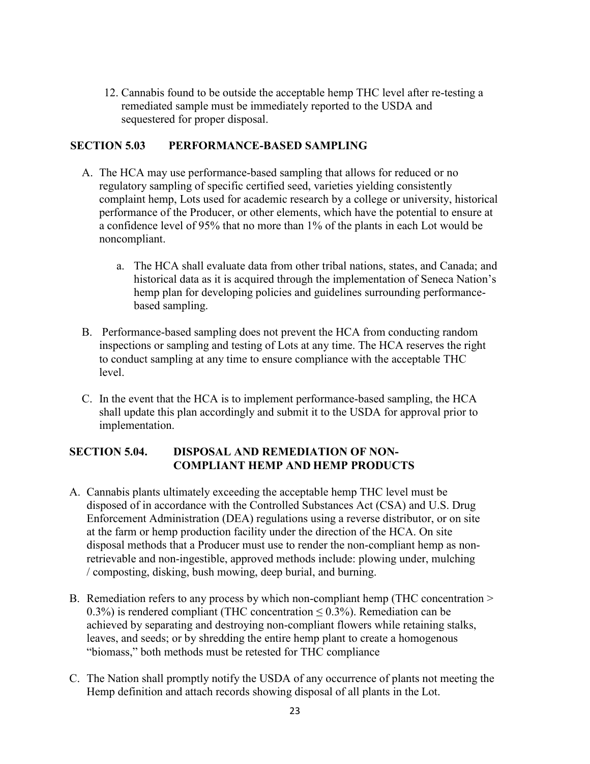12. Cannabis found to be outside the acceptable hemp THC level after re-testing a remediated sample must be immediately reported to the USDA and sequestered for proper disposal.

## SECTION 5.03 PERFORMANCE-BASED SAMPLING

A. The HCA may use performance-based sampling that allows for reduced or no regulatory sampling of specific certified seed, varieties yielding consistently complaint hemp, Lots used for academic research by a college or university, historical performance of the Producer, or other elements, which have the potential to ensure at a confidence level of 95% that no more than 1% of the plants in each Lot would be noncompliant.

   a. The HCA shall evaluate data from other tribal nations, states, and Canada; and historical data as it is acquired through the implementation of Seneca Nation's hemp plan for developing policies and guidelines surrounding performance-based sampling.

B. Performance-based sampling does not prevent the HCA from conducting random inspections or sampling and testing of Lots at any time. The HCA reserves the right to conduct sampling at any time to ensure compliance with the acceptable THC level.

C. In the event that the HCA is to implement performance-based sampling, the HCA shall update this plan accordingly and submit it to the USDA for approval prior to implementation.

## SECTION 5.04. DISPOSAL AND REMEDIATION OF NON-COMPLIANT HEMP AND HEMP PRODUCTS

A. Cannabis plants ultimately exceeding the acceptable hemp THC level must be disposed of in accordance with the Controlled Substances Act (CSA) and U.S. Drug Enforcement Administration (DEA) regulations using a reverse distributor, or on site at the farm or hemp production facility under the direction of the HCA. On site disposal methods that a Producer must use to render the non-compliant hemp as non-retrievable and non-ingestible, approved methods include: plowing under, mulching / composting, disking, bush mowing, deep burial, and burning.

B. Remediation refers to any process by which non-compliant hemp (THC concentration > 0.3%) is rendered compliant (THC concentration ≤ 0.3%). Remediation can be achieved by separating and destroying non-compliant flowers while retaining stalks, leaves, and seeds; or by shredding the entire hemp plant to create a homogenous "biomass," both methods must be retested for THC compliance

C. The Nation shall promptly notify the USDA of any occurrence of plants not meeting the Hemp definition and attach records showing disposal of all plants in the Lot.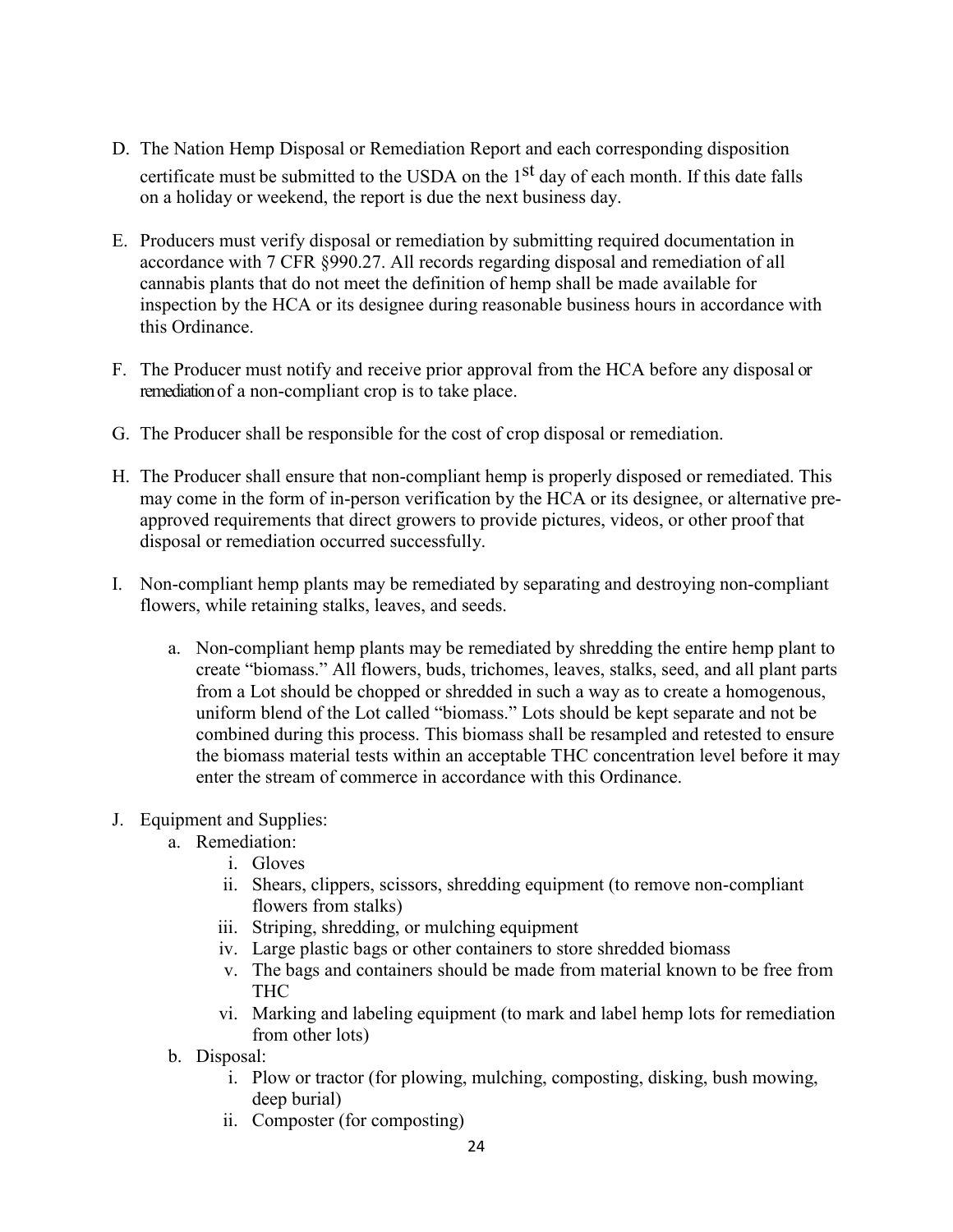D. The Nation Hemp Disposal or Remediation Report and each corresponding disposition certificate must be submitted to the USDA on the 1st day of each month. If this date falls on a holiday or weekend, the report is due the next business day.

E. Producers must verify disposal or remediation by submitting required documentation in accordance with 7 CFR §990.27. All records regarding disposal and remediation of all cannabis plants that do not meet the definition of hemp shall be made available for inspection by the HCA or its designee during reasonable business hours in accordance with this Ordinance.

F. The Producer must notify and receive prior approval from the HCA before any disposal or remediation of a non-compliant crop is to take place.

G. The Producer shall be responsible for the cost of crop disposal or remediation.

H. The Producer shall ensure that non-compliant hemp is properly disposed or remediated. This may come in the form of in-person verification by the HCA or its designee, or alternative pre-approved requirements that direct growers to provide pictures, videos, or other proof that disposal or remediation occurred successfully.

I. Non-compliant hemp plants may be remediated by separating and destroying non-compliant flowers, while retaining stalks, leaves, and seeds.

   a. Non-compliant hemp plants may be remediated by shredding the entire hemp plant to create "biomass." All flowers, buds, trichomes, leaves, stalks, seed, and all plant parts from a Lot should be chopped or shredded in such a way as to create a homogenous, uniform blend of the Lot called "biomass." Lots should be kept separate and not be combined during this process. This biomass shall be resampled and retested to ensure the biomass material tests within an acceptable THC concentration level before it may enter the stream of commerce in accordance with this Ordinance.

J. Equipment and Supplies:
   a. Remediation:
      i. Gloves
      ii. Shears, clippers, scissors, shredding equipment (to remove non-compliant flowers from stalks)
      iii. Striping, shredding, or mulching equipment
      iv. Large plastic bags or other containers to store shredded biomass
      v. The bags and containers should be made from material known to be free from THC
      vi. Marking and labeling equipment (to mark and label hemp lots for remediation from other lots)
   b. Disposal:
      i. Plow or tractor (for plowing, mulching, composting, disking, bush mowing, deep burial)
      ii. Composter (for composting)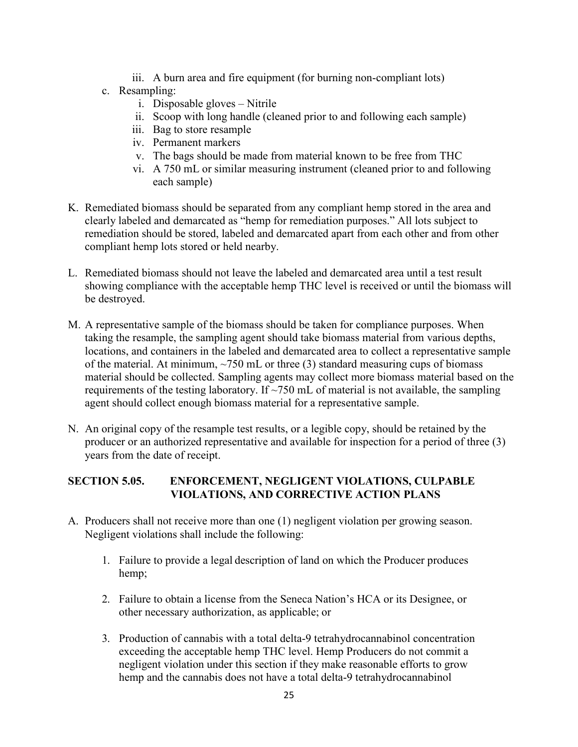iii. A burn area and fire equipment (for burning non-compliant lots)

c. Resampling:
   i. Disposable gloves – Nitrile
   ii. Scoop with long handle (cleaned prior to and following each sample)
   iii. Bag to store resample
   iv. Permanent markers
   v. The bags should be made from material known to be free from THC
   vi. A 750 mL or similar measuring instrument (cleaned prior to and following each sample)

K. Remediated biomass should be separated from any compliant hemp stored in the area and clearly labeled and demarcated as "hemp for remediation purposes." All lots subject to remediation should be stored, labeled and demarcated apart from each other and from other compliant hemp lots stored or held nearby.

L. Remediated biomass should not leave the labeled and demarcated area until a test result showing compliance with the acceptable hemp THC level is received or until the biomass will be destroyed.

M. A representative sample of the biomass should be taken for compliance purposes. When taking the resample, the sampling agent should take biomass material from various depths, locations, and containers in the labeled and demarcated area to collect a representative sample of the material. At minimum, ~750 mL or three (3) standard measuring cups of biomass material should be collected. Sampling agents may collect more biomass material based on the requirements of the testing laboratory. If ~750 mL of material is not available, the sampling agent should collect enough biomass material for a representative sample.

N. An original copy of the resample test results, or a legible copy, should be retained by the producer or an authorized representative and available for inspection for a period of three (3) years from the date of receipt.

## SECTION 5.05. ENFORCEMENT, NEGLIGENT VIOLATIONS, CULPABLE VIOLATIONS, AND CORRECTIVE ACTION PLANS

A. Producers shall not receive more than one (1) negligent violation per growing season. Negligent violations shall include the following:

   1. Failure to provide a legal description of land on which the Producer produces hemp;

   2. Failure to obtain a license from the Seneca Nation's HCA or its Designee, or other necessary authorization, as applicable; or

   3. Production of cannabis with a total delta-9 tetrahydrocannabinol concentration exceeding the acceptable hemp THC level. Hemp Producers do not commit a negligent violation under this section if they make reasonable efforts to grow hemp and the cannabis does not have a total delta-9 tetrahydrocannabinol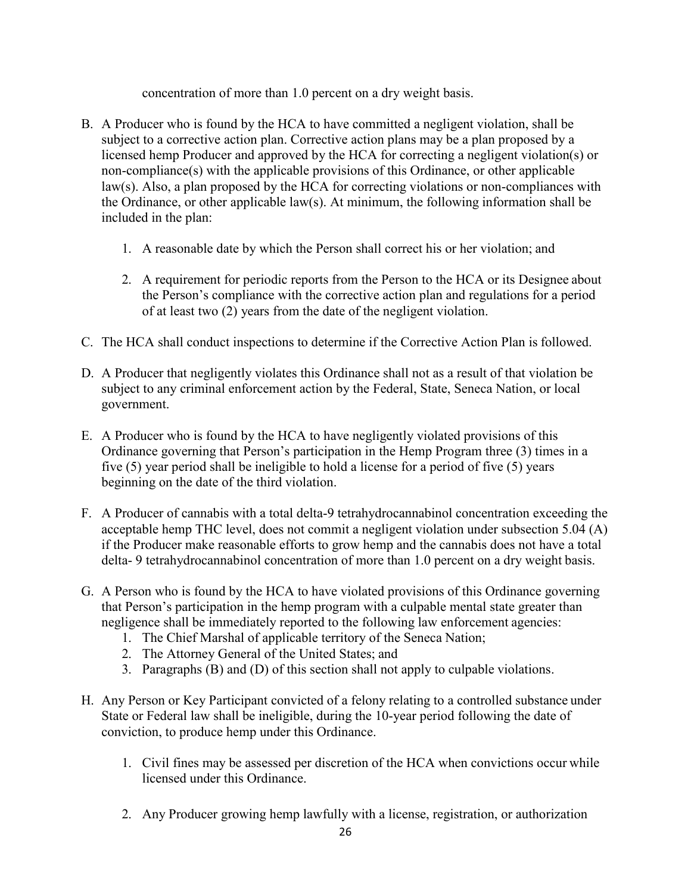concentration of more than 1.0 percent on a dry weight basis.

B. A Producer who is found by the HCA to have committed a negligent violation, shall be subject to a corrective action plan. Corrective action plans may be a plan proposed by a licensed hemp Producer and approved by the HCA for correcting a negligent violation(s) or non-compliance(s) with the applicable provisions of this Ordinance, or other applicable law(s). Also, a plan proposed by the HCA for correcting violations or non-compliances with the Ordinance, or other applicable law(s). At minimum, the following information shall be included in the plan:

    1. A reasonable date by which the Person shall correct his or her violation; and

    2. A requirement for periodic reports from the Person to the HCA or its Designee about the Person's compliance with the corrective action plan and regulations for a period of at least two (2) years from the date of the negligent violation.

C. The HCA shall conduct inspections to determine if the Corrective Action Plan is followed.

D. A Producer that negligently violates this Ordinance shall not as a result of that violation be subject to any criminal enforcement action by the Federal, State, Seneca Nation, or local government.

E. A Producer who is found by the HCA to have negligently violated provisions of this Ordinance governing that Person's participation in the Hemp Program three (3) times in a five (5) year period shall be ineligible to hold a license for a period of five (5) years beginning on the date of the third violation.

F. A Producer of cannabis with a total delta-9 tetrahydrocannabinol concentration exceeding the acceptable hemp THC level, does not commit a negligent violation under subsection 5.04 (A) if the Producer make reasonable efforts to grow hemp and the cannabis does not have a total delta- 9 tetrahydrocannabinol concentration of more than 1.0 percent on a dry weight basis.

G. A Person who is found by the HCA to have violated provisions of this Ordinance governing that Person's participation in the hemp program with a culpable mental state greater than negligence shall be immediately reported to the following law enforcement agencies:
    1. The Chief Marshal of applicable territory of the Seneca Nation;
    2. The Attorney General of the United States; and
    3. Paragraphs (B) and (D) of this section shall not apply to culpable violations.

H. Any Person or Key Participant convicted of a felony relating to a controlled substance under State or Federal law shall be ineligible, during the 10-year period following the date of conviction, to produce hemp under this Ordinance.

    1. Civil fines may be assessed per discretion of the HCA when convictions occur while licensed under this Ordinance.

    2. Any Producer growing hemp lawfully with a license, registration, or authorization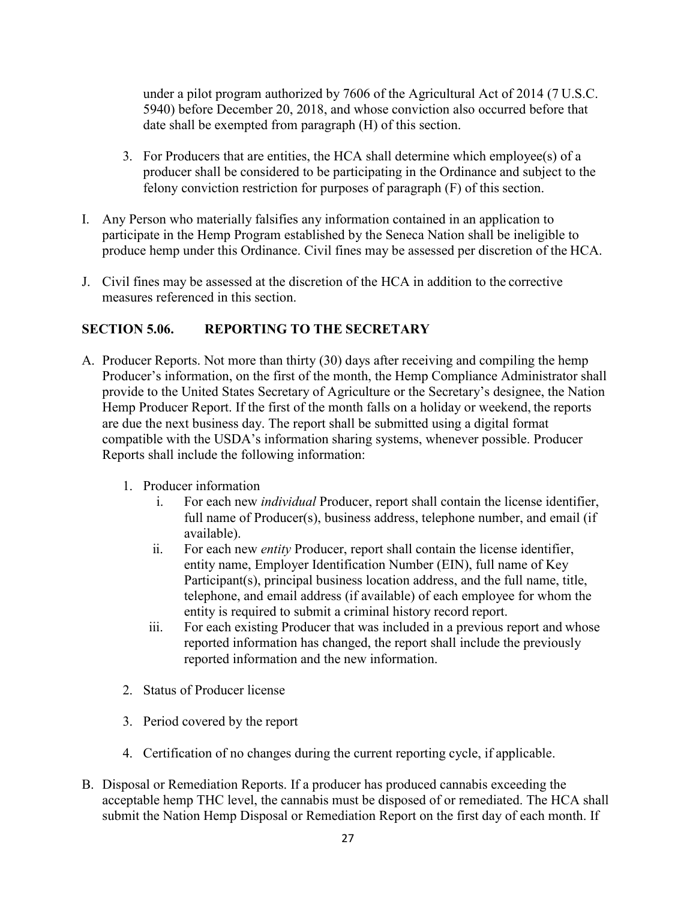under a pilot program authorized by 7606 of the Agricultural Act of 2014 (7 U.S.C. 5940) before December 20, 2018, and whose conviction also occurred before that date shall be exempted from paragraph (H) of this section.

3. For Producers that are entities, the HCA shall determine which employee(s) of a producer shall be considered to be participating in the Ordinance and subject to the felony conviction restriction for purposes of paragraph (F) of this section.

I. Any Person who materially falsifies any information contained in an application to participate in the Hemp Program established by the Seneca Nation shall be ineligible to produce hemp under this Ordinance. Civil fines may be assessed per discretion of the HCA.

J. Civil fines may be assessed at the discretion of the HCA in addition to the corrective measures referenced in this section.

## SECTION 5.06. REPORTING TO THE SECRETARY

A. Producer Reports. Not more than thirty (30) days after receiving and compiling the hemp Producer's information, on the first of the month, the Hemp Compliance Administrator shall provide to the United States Secretary of Agriculture or the Secretary's designee, the Nation Hemp Producer Report. If the first of the month falls on a holiday or weekend, the reports are due the next business day. The report shall be submitted using a digital format compatible with the USDA's information sharing systems, whenever possible. Producer Reports shall include the following information:

1. Producer information
   - i. For each new *individual* Producer, report shall contain the license identifier, full name of Producer(s), business address, telephone number, and email (if available).
   - ii. For each new *entity* Producer, report shall contain the license identifier, entity name, Employer Identification Number (EIN), full name of Key Participant(s), principal business location address, and the full name, title, telephone, and email address (if available) of each employee for whom the entity is required to submit a criminal history record report.
   - iii. For each existing Producer that was included in a previous report and whose reported information has changed, the report shall include the previously reported information and the new information.

2. Status of Producer license

3. Period covered by the report

4. Certification of no changes during the current reporting cycle, if applicable.

B. Disposal or Remediation Reports. If a producer has produced cannabis exceeding the acceptable hemp THC level, the cannabis must be disposed of or remediated. The HCA shall submit the Nation Hemp Disposal or Remediation Report on the first day of each month. If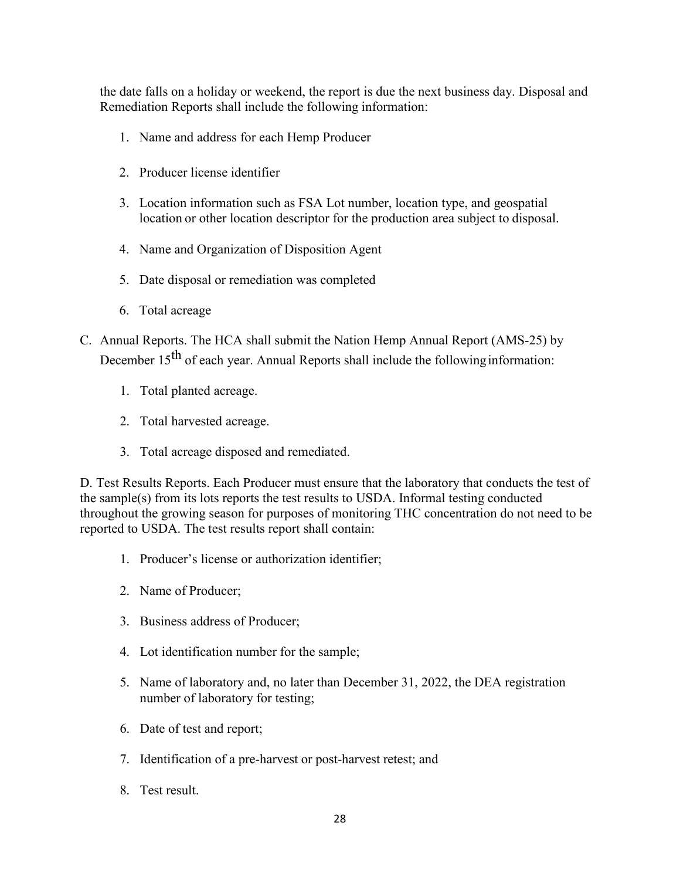the date falls on a holiday or weekend, the report is due the next business day. Disposal and Remediation Reports shall include the following information:

1. Name and address for each Hemp Producer
2. Producer license identifier
3. Location information such as FSA Lot number, location type, and geospatial location or other location descriptor for the production area subject to disposal.
4. Name and Organization of Disposition Agent
5. Date disposal or remediation was completed
6. Total acreage

C. Annual Reports. The HCA shall submit the Nation Hemp Annual Report (AMS-25) by December 15th of each year. Annual Reports shall include the following information:

1. Total planted acreage.
2. Total harvested acreage.
3. Total acreage disposed and remediated.

D. Test Results Reports. Each Producer must ensure that the laboratory that conducts the test of the sample(s) from its lots reports the test results to USDA. Informal testing conducted throughout the growing season for purposes of monitoring THC concentration do not need to be reported to USDA. The test results report shall contain:

1. Producer's license or authorization identifier;
2. Name of Producer;
3. Business address of Producer;
4. Lot identification number for the sample;
5. Name of laboratory and, no later than December 31, 2022, the DEA registration number of laboratory for testing;
6. Date of test and report;
7. Identification of a pre-harvest or post-harvest retest; and
8. Test result.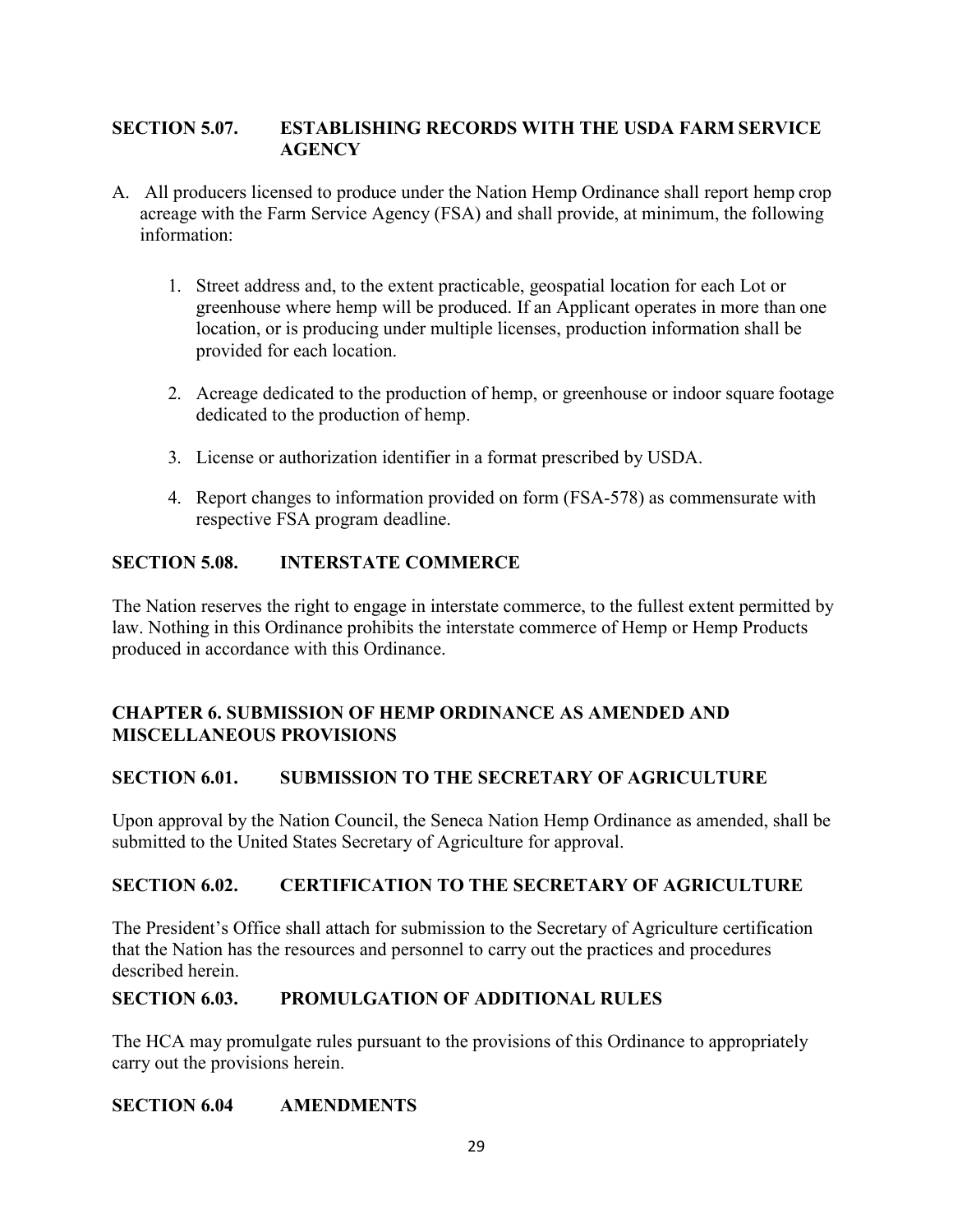## SECTION 5.07. ESTABLISHING RECORDS WITH THE USDA FARM SERVICE AGENCY

A. All producers licensed to produce under the Nation Hemp Ordinance shall report hemp crop acreage with the Farm Service Agency (FSA) and shall provide, at minimum, the following information:

1. Street address and, to the extent practicable, geospatial location for each Lot or greenhouse where hemp will be produced. If an Applicant operates in more than one location, or is producing under multiple licenses, production information shall be provided for each location.

2. Acreage dedicated to the production of hemp, or greenhouse or indoor square footage dedicated to the production of hemp.

3. License or authorization identifier in a format prescribed by USDA.

4. Report changes to information provided on form (FSA-578) as commensurate with respective FSA program deadline.

## SECTION 5.08. INTERSTATE COMMERCE

The Nation reserves the right to engage in interstate commerce, to the fullest extent permitted by law. Nothing in this Ordinance prohibits the interstate commerce of Hemp or Hemp Products produced in accordance with this Ordinance.

# CHAPTER 6. SUBMISSION OF HEMP ORDINANCE AS AMENDED AND MISCELLANEOUS PROVISIONS

## SECTION 6.01. SUBMISSION TO THE SECRETARY OF AGRICULTURE

Upon approval by the Nation Council, the Seneca Nation Hemp Ordinance as amended, shall be submitted to the United States Secretary of Agriculture for approval.

## SECTION 6.02. CERTIFICATION TO THE SECRETARY OF AGRICULTURE

The President's Office shall attach for submission to the Secretary of Agriculture certification that the Nation has the resources and personnel to carry out the practices and procedures described herein.

## SECTION 6.03. PROMULGATION OF ADDITIONAL RULES

The HCA may promulgate rules pursuant to the provisions of this Ordinance to appropriately carry out the provisions herein.

## SECTION 6.04 AMENDMENTS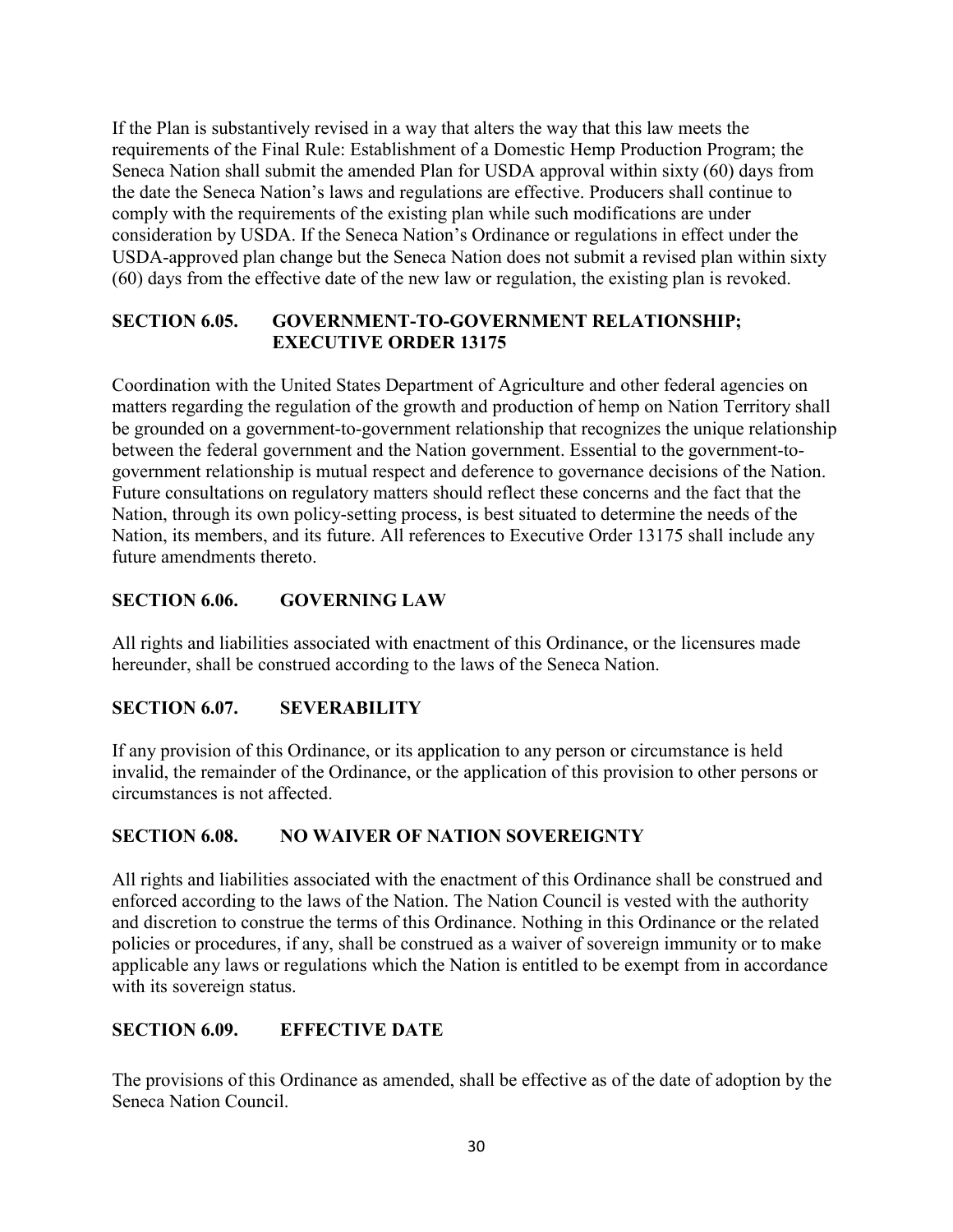If the Plan is substantively revised in a way that alters the way that this law meets the requirements of the Final Rule: Establishment of a Domestic Hemp Production Program; the Seneca Nation shall submit the amended Plan for USDA approval within sixty (60) days from the date the Seneca Nation's laws and regulations are effective. Producers shall continue to comply with the requirements of the existing plan while such modifications are under consideration by USDA. If the Seneca Nation's Ordinance or regulations in effect under the USDA-approved plan change but the Seneca Nation does not submit a revised plan within sixty (60) days from the effective date of the new law or regulation, the existing plan is revoked.

### SECTION 6.05. GOVERNMENT-TO-GOVERNMENT RELATIONSHIP; EXECUTIVE ORDER 13175

Coordination with the United States Department of Agriculture and other federal agencies on matters regarding the regulation of the growth and production of hemp on Nation Territory shall be grounded on a government-to-government relationship that recognizes the unique relationship between the federal government and the Nation government. Essential to the government-to-government relationship is mutual respect and deference to governance decisions of the Nation. Future consultations on regulatory matters should reflect these concerns and the fact that the Nation, through its own policy-setting process, is best situated to determine the needs of the Nation, its members, and its future. All references to Executive Order 13175 shall include any future amendments thereto.

### SECTION 6.06. GOVERNING LAW

All rights and liabilities associated with enactment of this Ordinance, or the licensures made hereunder, shall be construed according to the laws of the Seneca Nation.

### SECTION 6.07. SEVERABILITY

If any provision of this Ordinance, or its application to any person or circumstance is held invalid, the remainder of the Ordinance, or the application of this provision to other persons or circumstances is not affected.

### SECTION 6.08. NO WAIVER OF NATION SOVEREIGNTY

All rights and liabilities associated with the enactment of this Ordinance shall be construed and enforced according to the laws of the Nation. The Nation Council is vested with the authority and discretion to construe the terms of this Ordinance. Nothing in this Ordinance or the related policies or procedures, if any, shall be construed as a waiver of sovereign immunity or to make applicable any laws or regulations which the Nation is entitled to be exempt from in accordance with its sovereign status.

### SECTION 6.09. EFFECTIVE DATE

The provisions of this Ordinance as amended, shall be effective as of the date of adoption by the Seneca Nation Council.